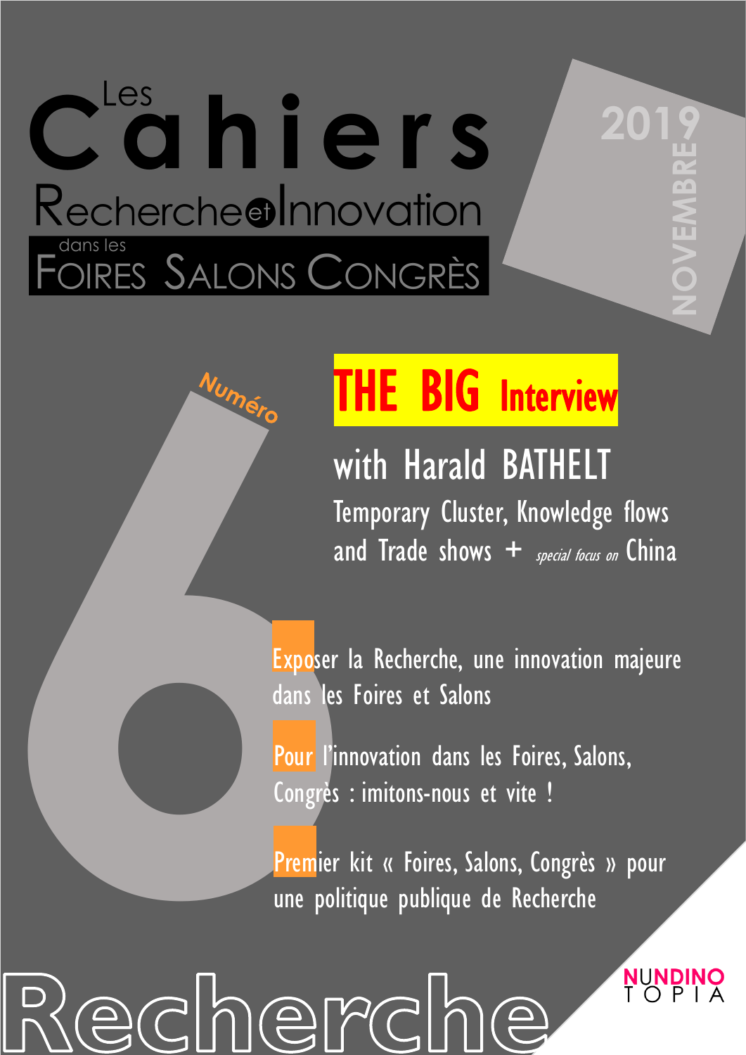# Les Cahiers

## Recherche et Innovation

### dans les FOIRES SALONS CONGRÈS

2019 NOVEMBRE

Numéro 6

## THE BIG Interview

### with Harald BATHELT

Temporary Cluster, Knowledge flows and Trade shows + *special focus on* China

Exposer la Recherche, une innovation majeure dans les Foires et Salons

Pour l'innovation dans les Foires, Salons, Congrès : imitons-nous et vite !

Premier kit « Foires, Salons, Congrès » pour une politique publique de Recherche

NUNDINOTOPIA

Recherche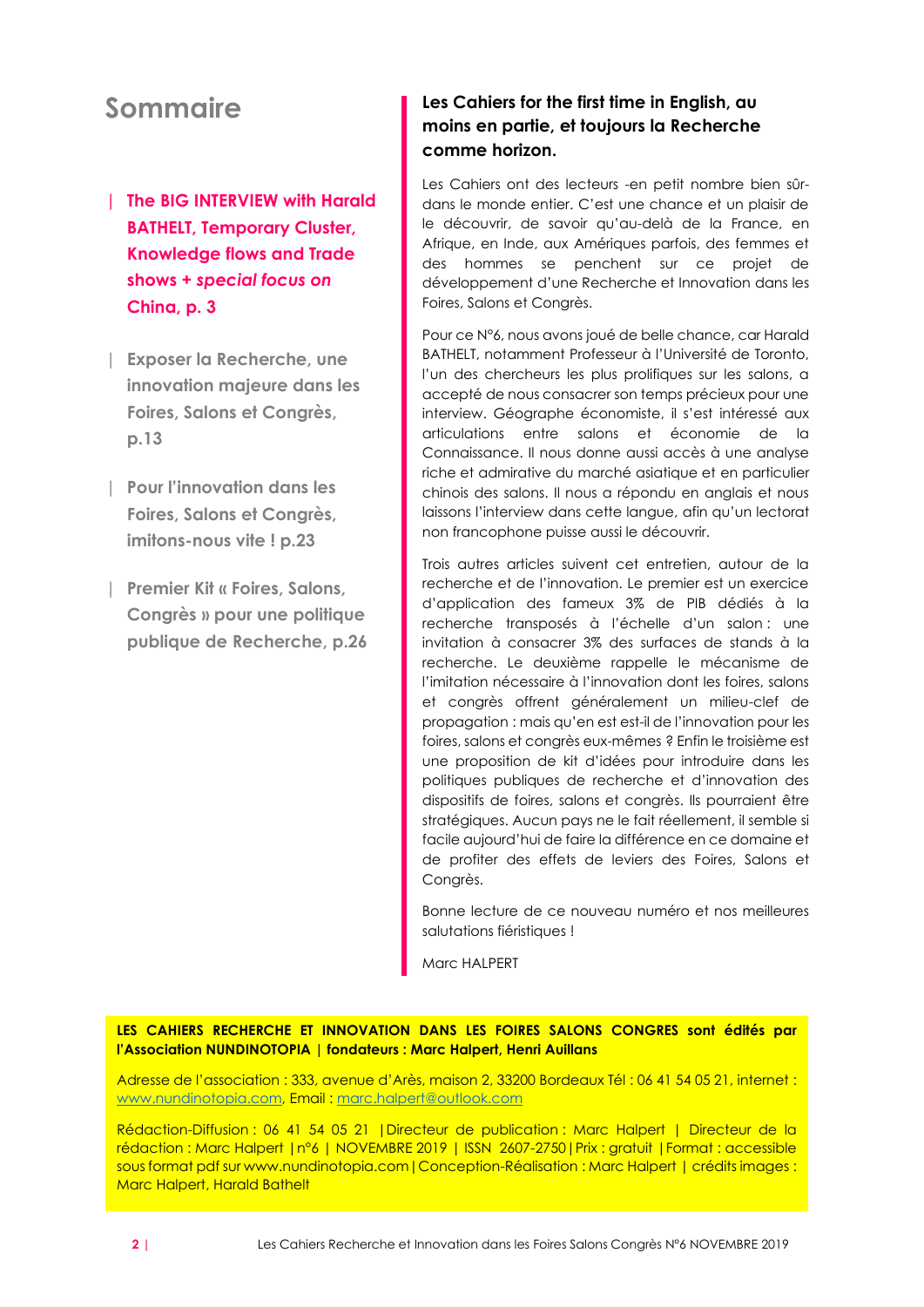# Sommaire

- **The BIG INTERVIEW with Harald BATHELT, Temporary Cluster, Knowledge flows and Trade shows + *special focus on* China, p. 3**
- **Exposer la Recherche, une innovation majeure dans les Foires, Salons et Congrès, p.13**
- **Pour l'innovation dans les Foires, Salons et Congrès, imitons-nous vite ! p.23**
- **Premier Kit « Foires, Salons, Congrès » pour une politique publique de Recherche, p.26**

## Les Cahiers for the first time in English, au moins en partie, et toujours la Recherche comme horizon.

Les Cahiers ont des lecteurs -en petit nombre bien sûr- dans le monde entier. C'est une chance et un plaisir de le découvrir, de savoir qu'au-delà de la France, en Afrique, en Inde, aux Amériques parfois, des femmes et des hommes se penchent sur ce projet de développement d'une Recherche et Innovation dans les Foires, Salons et Congrès.

Pour ce N°6, nous avons joué de belle chance, car Harald BATHELT, notamment Professeur à l'Université de Toronto, l'un des chercheurs les plus prolifiques sur les salons, a accepté de nous consacrer son temps précieux pour une interview. Géographe économiste, il s'est intéressé aux articulations entre salons et économie de la Connaissance. Il nous donne aussi accès à une analyse riche et admirative du marché asiatique et en particulier chinois des salons. Il nous a répondu en anglais et nous laissons l'interview dans cette langue, afin qu'un lectorat non francophone puisse aussi le découvrir.

Trois autres articles suivent cet entretien, autour de la recherche et de l'innovation. Le premier est un exercice d'application des fameux 3% de PIB dédiés à la recherche transposés à l'échelle d'un salon : une invitation à consacrer 3% des surfaces de stands à la recherche. Le deuxième rappelle le mécanisme de l'imitation nécessaire à l'innovation dont les foires, salons et congrès offrent généralement un milieu-clef de propagation : mais qu'en est est-il de l'innovation pour les foires, salons et congrès eux-mêmes ? Enfin le troisième est une proposition de kit d'idées pour introduire dans les politiques publiques de recherche et d'innovation des dispositifs de foires, salons et congrès. Ils pourraient être stratégiques. Aucun pays ne le fait réellement, il semble si facile aujourd'hui de faire la différence en ce domaine et de profiter des effets de leviers des Foires, Salons et Congrès.

Bonne lecture de ce nouveau numéro et nos meilleures salutations fiéristiques !

Marc HALPERT

---

**LES CAHIERS RECHERCHE ET INNOVATION DANS LES FOIRES SALONS CONGRES sont édités par l'Association NUNDINOTOPIA | fondateurs : Marc Halpert, Henri Auillans**

Adresse de l'association : 333, avenue d'Arès, maison 2, 33200 Bordeaux Tél : 06 41 54 05 21, internet : www.nundinotopia.com, Email : marc.halpert@outlook.com

Rédaction-Diffusion : 06 41 54 05 21 | Directeur de publication : Marc Halpert | Directeur de la rédaction : Marc Halpert | n°6 | NOVEMBRE 2019 | ISSN 2607-2750 | Prix : gratuit | Format : accessible sous format pdf sur www.nundinotopia.com | Conception-Réalisation : Marc Halpert | crédits images : Marc Halpert, Harald Bathelt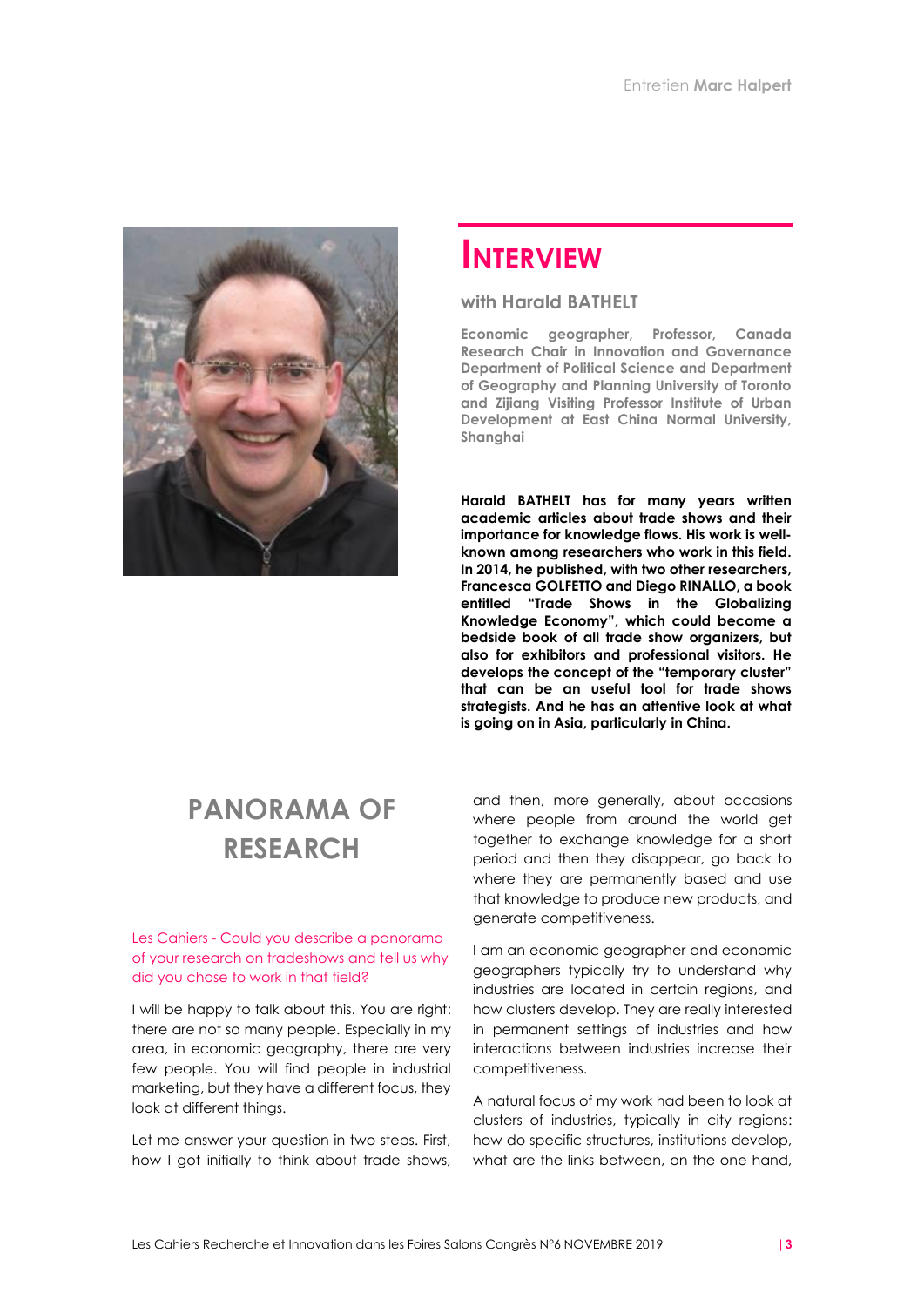# INTERVIEW

## with Harald BATHELT

**Economic geographer, Professor, Canada Research Chair in Innovation and Governance Department of Political Science and Department of Geography and Planning University of Toronto and Zijiang Visiting Professor Institute of Urban Development at East China Normal University, Shanghai**

**Harald BATHELT has for many years written academic articles about trade shows and their importance for knowledge flows. His work is well-known among researchers who work in this field. In 2014, he published, with two other researchers, Francesca GOLFETTO and Diego RINALLO, a book entitled "Trade Shows in the Globalizing Knowledge Economy", which could become a bedside book of all trade show organizers, but also for exhibitors and professional visitors. He develops the concept of the "temporary cluster" that can be an useful tool for trade shows strategists. And he has an attentive look at what is going on in Asia, particularly in China.**

## PANORAMA OF RESEARCH

Les Cahiers - Could you describe a panorama of your research on tradeshows and tell us why did you chose to work in that field?

I will be happy to talk about this. You are right: there are not so many people. Especially in my area, in economic geography, there are very few people. You will find people in industrial marketing, but they have a different focus, they look at different things.

Let me answer your question in two steps. First, how I got initially to think about trade shows, and then, more generally, about occasions where people from around the world get together to exchange knowledge for a short period and then they disappear, go back to where they are permanently based and use that knowledge to produce new products, and generate competitiveness.

I am an economic geographer and economic geographers typically try to understand why industries are located in certain regions, and how clusters develop. They are really interested in permanent settings of industries and how interactions between industries increase their competitiveness.

A natural focus of my work had been to look at clusters of industries, typically in city regions: how do specific structures, institutions develop, what are the links between, on the one hand,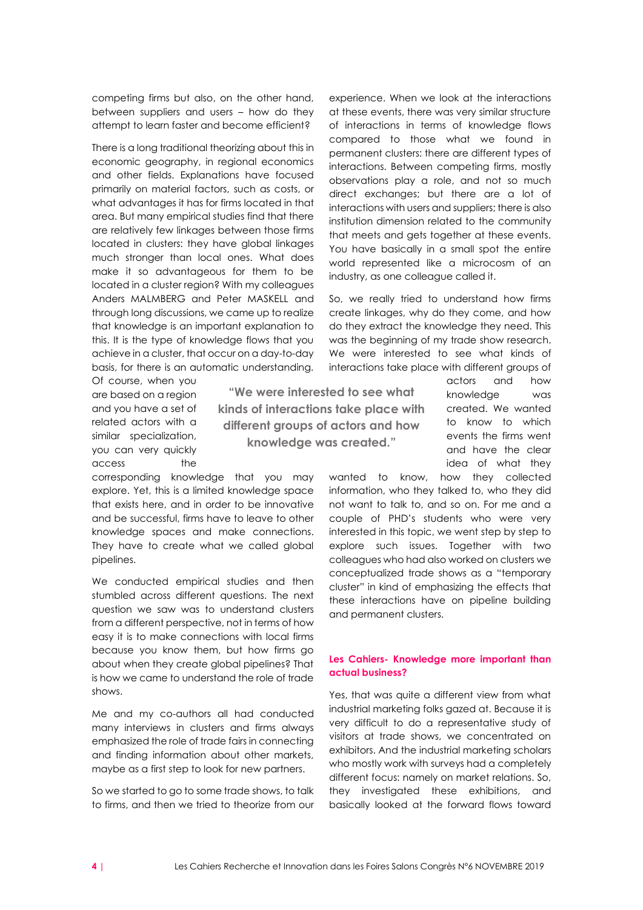competing firms but also, on the other hand, between suppliers and users – how do they attempt to learn faster and become efficient?

There is a long traditional theorizing about this in economic geography, in regional economics and other fields. Explanations have focused primarily on material factors, such as costs, or what advantages it has for firms located in that area. But many empirical studies find that there are relatively few linkages between those firms located in clusters: they have global linkages much stronger than local ones. What does make it so advantageous for them to be located in a cluster region? With my colleagues Anders MALMBERG and Peter MASKELL and through long discussions, we came up to realize that knowledge is an important explanation to this. It is the type of knowledge flows that you achieve in a cluster, that occur on a day-to-day basis, for there is an automatic understanding. Of course, when you are based on a region and you have a set of related actors with a similar specialization, you can very quickly access the corresponding knowledge that you may explore. Yet, this is a limited knowledge space that exists here, and in order to be innovative and be successful, firms have to leave to other knowledge spaces and make connections. They have to create what we called global pipelines.

We conducted empirical studies and then stumbled across different questions. The next question we saw was to understand clusters from a different perspective, not in terms of how easy it is to make connections with local firms because you know them, but how firms go about when they create global pipelines? That is how we came to understand the role of trade shows.

Me and my co-authors all had conducted many interviews in clusters and firms always emphasized the role of trade fairs in connecting and finding information about other markets, maybe as a first step to look for new partners.

So we started to go to some trade shows, to talk to firms, and then we tried to theorize from our experience. When we look at the interactions at these events, there was very similar structure of interactions in terms of knowledge flows compared to those what we found in permanent clusters: there are different types of interactions. Between competing firms, mostly observations play a role, and not so much direct exchanges; but there are a lot of interactions with users and suppliers; there is also institution dimension related to the community that meets and gets together at these events. You have basically in a small spot the entire world represented like a microcosm of an industry, as one colleague called it.

So, we really tried to understand how firms create linkages, why do they come, and how do they extract the knowledge they need. This was the beginning of my trade show research. We were interested to see what kinds of interactions take place with different groups of actors and how knowledge was created. We wanted to know to which events the firms went and have the clear idea of what they wanted to know, how they collected information, who they talked to, who they did not want to talk to, and so on. For me and a couple of PHD's students who were very interested in this topic, we went step by step to explore such issues. Together with two colleagues who had also worked on clusters we conceptualized trade shows as a "temporary cluster" in kind of emphasizing the effects that these interactions have on pipeline building and permanent clusters.

> **"We were interested to see what kinds of interactions take place with different groups of actors and how knowledge was created."**

**Les Cahiers- Knowledge more important than actual business?**

Yes, that was quite a different view from what industrial marketing folks gazed at. Because it is very difficult to do a representative study of visitors at trade shows, we concentrated on exhibitors. And the industrial marketing scholars who mostly work with surveys had a completely different focus: namely on market relations. So, they investigated these exhibitions, and basically looked at the forward flows toward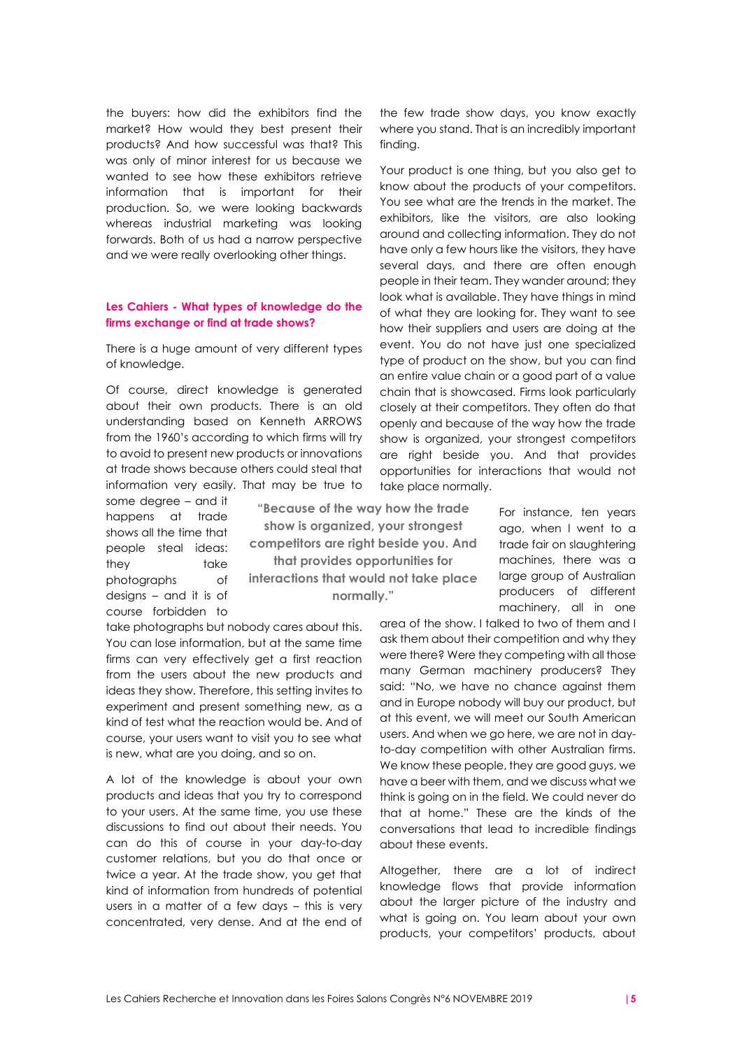the buyers: how did the exhibitors find the market? How would they best present their products? And how successful was that? This was only of minor interest for us because we wanted to see how these exhibitors retrieve information that is important for their production. So, we were looking backwards whereas industrial marketing was looking forwards. Both of us had a narrow perspective and we were really overlooking other things.

**Les Cahiers - What types of knowledge do the firms exchange or find at trade shows?**

There is a huge amount of very different types of knowledge.

Of course, direct knowledge is generated about their own products. There is an old understanding based on Kenneth ARROWS from the 1960's according to which firms will try to avoid to present new products or innovations at trade shows because others could steal that information very easily. That may be true to some degree – and it happens at trade shows all the time that people steal ideas: they take photographs of designs – and it is of course forbidden to take photographs but nobody cares about this. You can lose information, but at the same time firms can very effectively get a first reaction from the users about the new products and ideas they show. Therefore, this setting invites to experiment and present something new, as a kind of test what the reaction would be. And of course, your users want to visit you to see what is new, what are you doing, and so on.

A lot of the knowledge is about your own products and ideas that you try to correspond to your users. At the same time, you use these discussions to find out about their needs. You can do this of course in your day-to-day customer relations, but you do that once or twice a year. At the trade show, you get that kind of information from hundreds of potential users in a matter of a few days – this is very concentrated, very dense. And at the end of the few trade show days, you know exactly where you stand. That is an incredibly important finding.

Your product is one thing, but you also get to know about the products of your competitors. You see what are the trends in the market. The exhibitors, like the visitors, are also looking around and collecting information. They do not have only a few hours like the visitors, they have several days, and there are often enough people in their team. They wander around; they look what is available. They have things in mind of what they are looking for. They want to see how their suppliers and users are doing at the event. You do not have just one specialized type of product on the show, but you can find an entire value chain or a good part of a value chain that is showcased. Firms look particularly closely at their competitors. They often do that openly and because of the way how the trade show is organized, your strongest competitors are right beside you. And that provides opportunities for interactions that would not take place normally.

> **"Because of the way how the trade show is organized, your strongest competitors are right beside you. And that provides opportunities for interactions that would not take place normally."**

For instance, ten years ago, when I went to a trade fair on slaughtering machines, there was a large group of Australian producers of different machinery, all in one area of the show. I talked to two of them and I ask them about their competition and why they were there? Were they competing with all those many German machinery producers? They said: "No, we have no chance against them and in Europe nobody will buy our product, but at this event, we will meet our South American users. And when we go here, we are not in day-to-day competition with other Australian firms. We know these people, they are good guys, we have a beer with them, and we discuss what we think is going on in the field. We could never do that at home." These are the kinds of the conversations that lead to incredible findings about these events.

Altogether, there are a lot of indirect knowledge flows that provide information about the larger picture of the industry and what is going on. You learn about your own products, your competitors' products, about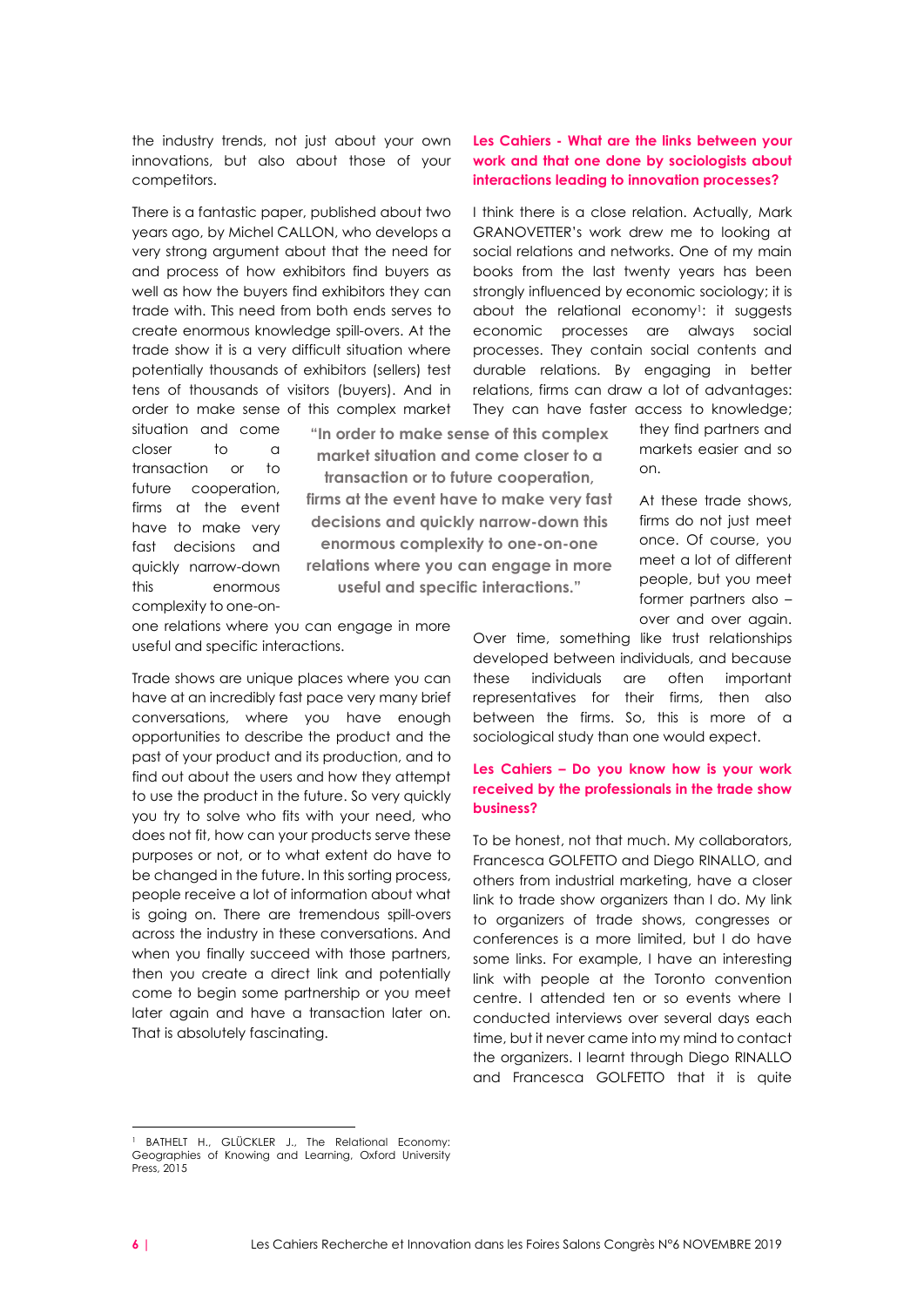the industry trends, not just about your own innovations, but also about those of your competitors.

There is a fantastic paper, published about two years ago, by Michel CALLON, who develops a very strong argument about that the need for and process of how exhibitors find buyers as well as how the buyers find exhibitors they can trade with. This need from both ends serves to create enormous knowledge spill-overs. At the trade show it is a very difficult situation where potentially thousands of exhibitors (sellers) test tens of thousands of visitors (buyers). And in order to make sense of this complex market situation and come closer to a transaction or to future cooperation, firms at the event have to make very fast decisions and quickly narrow-down this enormous complexity to one-on-one relations where you can engage in more useful and specific interactions.

> **"In order to make sense of this complex market situation and come closer to a transaction or to future cooperation, firms at the event have to make very fast decisions and quickly narrow-down this enormous complexity to one-on-one relations where you can engage in more useful and specific interactions."**

Trade shows are unique places where you can have at an incredibly fast pace very many brief conversations, where you have enough opportunities to describe the product and the past of your product and its production, and to find out about the users and how they attempt to use the product in the future. So very quickly you try to solve who fits with your need, who does not fit, how can your products serve these purposes or not, or to what extent do have to be changed in the future. In this sorting process, people receive a lot of information about what is going on. There are tremendous spill-overs across the industry in these conversations. And when you finally succeed with those partners, then you create a direct link and potentially come to begin some partnership or you meet later again and have a transaction later on. That is absolutely fascinating.

**Les Cahiers - What are the links between your work and that one done by sociologists about interactions leading to innovation processes?**

I think there is a close relation. Actually, Mark GRANOVETTER's work drew me to looking at social relations and networks. One of my main books from the last twenty years has been strongly influenced by economic sociology; it is about the relational economy[1]: it suggests economic processes are always social processes. They contain social contents and durable relations. By engaging in better relations, firms can draw a lot of advantages: They can have faster access to knowledge; they find partners and markets easier and so on.

At these trade shows, firms do not just meet once. Of course, you meet a lot of different people, but you meet former partners also – over and over again. Over time, something like trust relationships developed between individuals, and because these individuals are often important representatives for their firms, then also between the firms. So, this is more of a sociological study than one would expect.

**Les Cahiers – Do you know how is your work received by the professionals in the trade show business?**

To be honest, not that much. My collaborators, Francesca GOLFETTO and Diego RINALLO, and others from industrial marketing, have a closer link to trade show organizers than I do. My link to organizers of trade shows, congresses or conferences is a more limited, but I do have some links. For example, I have an interesting link with people at the Toronto convention centre. I attended ten or so events where I conducted interviews over several days each time, but it never came into my mind to contact the organizers. I learnt through Diego RINALLO and Francesca GOLFETTO that it is quite

[1] BATHELT H., GLÜCKLER J., The Relational Economy: Geographies of Knowing and Learning, Oxford University Press, 2015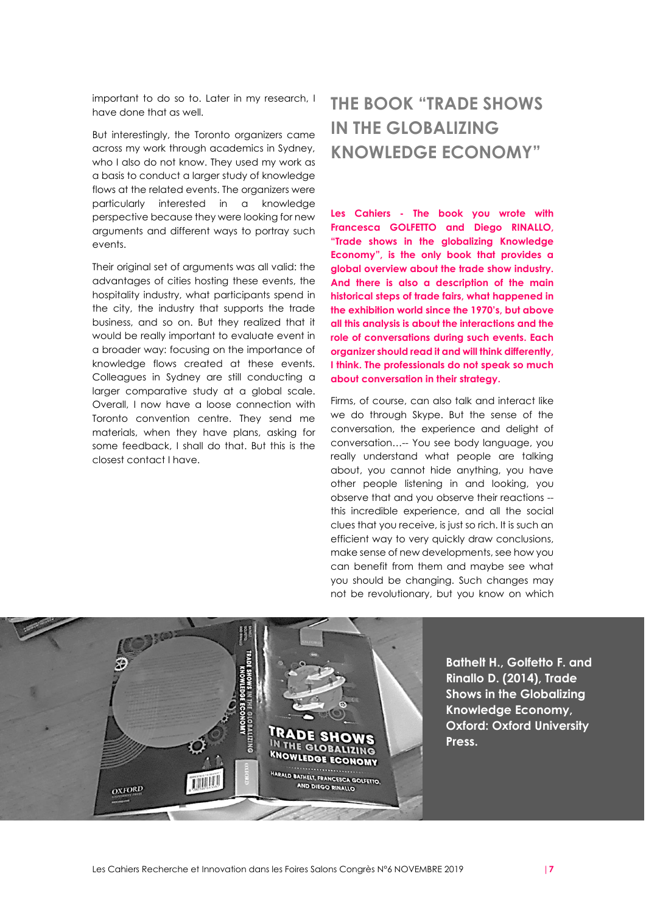important to do so to. Later in my research, I have done that as well.

But interestingly, the Toronto organizers came across my work through academics in Sydney, who I also do not know. They used my work as a basis to conduct a larger study of knowledge flows at the related events. The organizers were particularly interested in a knowledge perspective because they were looking for new arguments and different ways to portray such events.

Their original set of arguments was all valid: the advantages of cities hosting these events, the hospitality industry, what participants spend in the city, the industry that supports the trade business, and so on. But they realized that it would be really important to evaluate event in a broader way: focusing on the importance of knowledge flows created at these events. Colleagues in Sydney are still conducting a larger comparative study at a global scale. Overall, I now have a loose connection with Toronto convention centre. They send me materials, when they have plans, asking for some feedback, I shall do that. But this is the closest contact I have.

## THE BOOK "TRADE SHOWS IN THE GLOBALIZING KNOWLEDGE ECONOMY"

**Les Cahiers - The book you wrote with Francesca GOLFETTO and Diego RINALLO, "Trade shows in the globalizing Knowledge Economy", is the only book that provides a global overview about the trade show industry. And there is also a description of the main historical steps of trade fairs, what happened in the exhibition world since the 1970's, but above all this analysis is about the interactions and the role of conversations during such events. Each organizer should read it and will think differently, I think. The professionals do not speak so much about conversation in their strategy.**

Firms, of course, can also talk and interact like we do through Skype. But the sense of the conversation, the experience and delight of conversation…-- You see body language, you really understand what people are talking about, you cannot hide anything, you have other people listening in and looking, you observe that and you observe their reactions -- this incredible experience, and all the social clues that you receive, is just so rich. It is such an efficient way to very quickly draw conclusions, make sense of new developments, see how you can benefit from them and maybe see what you should be changing. Such changes may not be revolutionary, but you know on which

**Bathelt H., Golfetto F. and Rinallo D. (2014), Trade Shows in the Globalizing Knowledge Economy, Oxford: Oxford University Press.**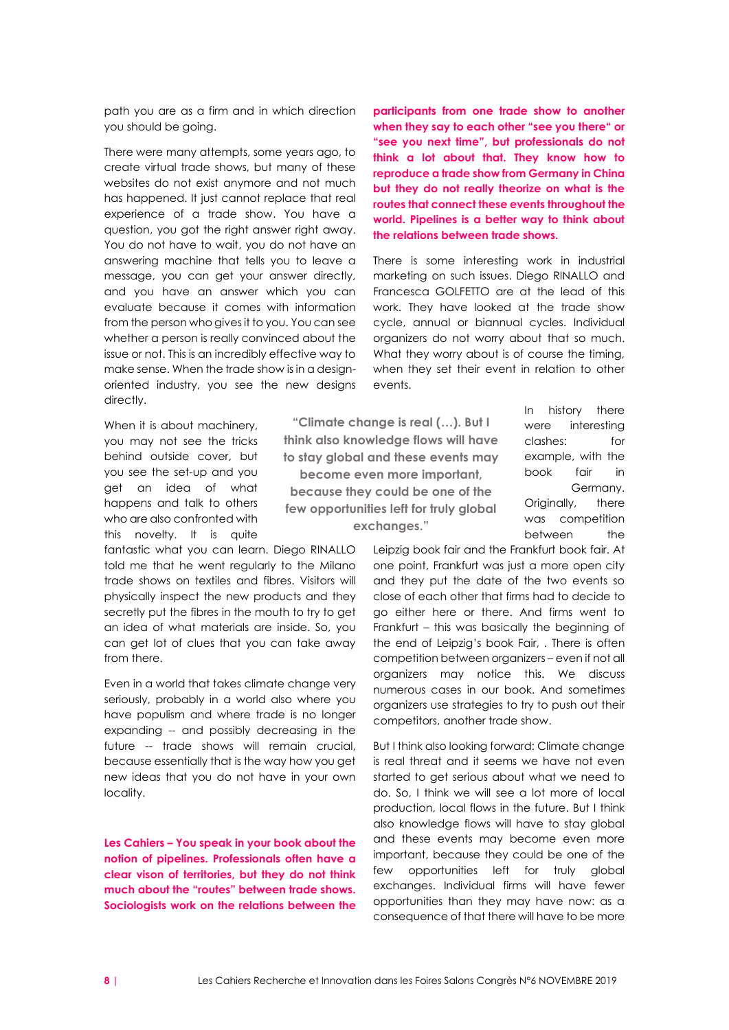path you are as a firm and in which direction you should be going.

There were many attempts, some years ago, to create virtual trade shows, but many of these websites do not exist anymore and not much has happened. It just cannot replace that real experience of a trade show. You have a question, you got the right answer right away. You do not have to wait, you do not have an answering machine that tells you to leave a message, you can get your answer directly, and you have an answer which you can evaluate because it comes with information from the person who gives it to you. You can see whether a person is really convinced about the issue or not. This is an incredibly effective way to make sense. When the trade show is in a design-oriented industry, you see the new designs directly.

When it is about machinery, you may not see the tricks behind outside cover, but you see the set-up and you get an idea of what happens and talk to others who are also confronted with this novelty. It is quite fantastic what you can learn. Diego RINALLO told me that he went regularly to the Milano trade shows on textiles and fibres. Visitors will physically inspect the new products and they secretly put the fibres in the mouth to try to get an idea of what materials are inside. So, you can get lot of clues that you can take away from there.

Even in a world that takes climate change very seriously, probably in a world also where you have populism and where trade is no longer expanding -- and possibly decreasing in the future -- trade shows will remain crucial, because essentially that is the way how you get new ideas that you do not have in your own locality.

**Les Cahiers – You speak in your book about the notion of pipelines. Professionals often have a clear vison of territories, but they do not think much about the "routes" between trade shows. Sociologists work on the relations between the participants from one trade show to another when they say to each other "see you there" or "see you next time", but professionals do not think a lot about that. They know how to reproduce a trade show from Germany in China but they do not really theorize on what is the routes that connect these events throughout the world. Pipelines is a better way to think about the relations between trade shows.**

There is some interesting work in industrial marketing on such issues. Diego RINALLO and Francesca GOLFETTO are at the lead of this work. They have looked at the trade show cycle, annual or biannual cycles. Individual organizers do not worry about that so much. What they worry about is of course the timing, when they set their event in relation to other events.

> **"Climate change is real (…). But I think also knowledge flows will have to stay global and these events may become even more important, because they could be one of the few opportunities left for truly global exchanges."**

In history there were interesting clashes: for example, with the book fair in Germany. Originally, there was competition between the Leipzig book fair and the Frankfurt book fair. At one point, Frankfurt was just a more open city and they put the date of the two events so close of each other that firms had to decide to go either here or there. And firms went to Frankfurt – this was basically the beginning of the end of Leipzig's book Fair, . There is often competition between organizers – even if not all organizers may notice this. We discuss numerous cases in our book. And sometimes organizers use strategies to try to push out their competitors, another trade show.

But I think also looking forward: Climate change is real threat and it seems we have not even started to get serious about what we need to do. So, I think we will see a lot more of local production, local flows in the future. But I think also knowledge flows will have to stay global and these events may become even more important, because they could be one of the few opportunities left for truly global exchanges. Individual firms will have fewer opportunities than they may have now: as a consequence of that there will have to be more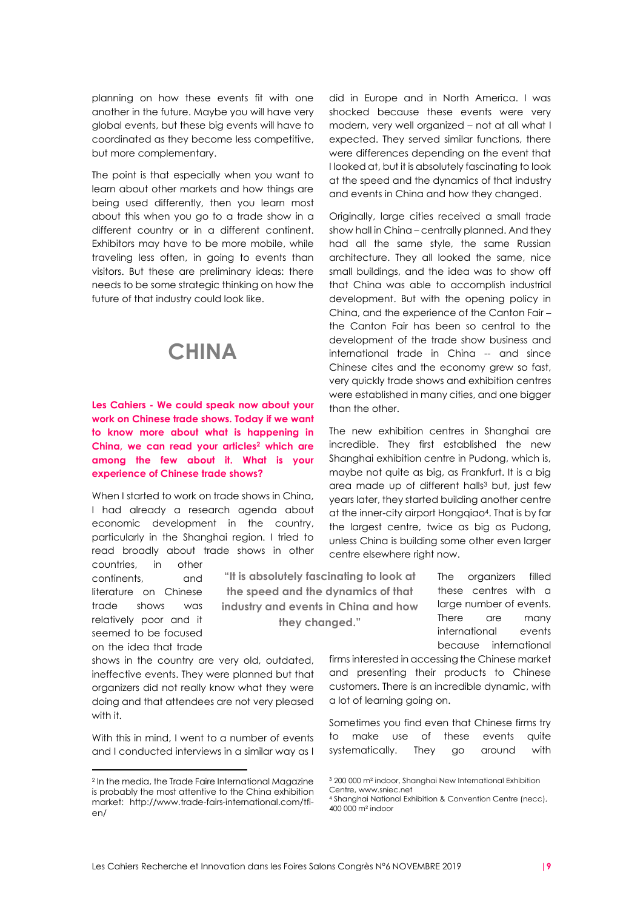planning on how these events fit with one another in the future. Maybe you will have very global events, but these big events will have to coordinated as they become less competitive, but more complementary.

The point is that especially when you want to learn about other markets and how things are being used differently, then you learn most about this when you go to a trade show in a different country or in a different continent. Exhibitors may have to be more mobile, while traveling less often, in going to events than visitors. But these are preliminary ideas: there needs to be some strategic thinking on how the future of that industry could look like.

## CHINA

**Les Cahiers - We could speak now about your work on Chinese trade shows. Today if we want to know more about what is happening in China, we can read your articles[2] which are among the few about it. What is your experience of Chinese trade shows?**

When I started to work on trade shows in China, I had already a research agenda about economic development in the country, particularly in the Shanghai region. I tried to read broadly about trade shows in other countries, in other continents, and literature on Chinese trade shows was relatively poor and it seemed to be focused on the idea that trade shows in the country are very old, outdated, ineffective events. They were planned but that organizers did not really know what they were doing and that attendees are not very pleased with it.

With this in mind, I went to a number of events and I conducted interviews in a similar way as I did in Europe and in North America. I was shocked because these events were very modern, very well organized – not at all what I expected. They served similar functions, there were differences depending on the event that I looked at, but it is absolutely fascinating to look at the speed and the dynamics of that industry and events in China and how they changed.

> "It is absolutely fascinating to look at the speed and the dynamics of that industry and events in China and how they changed."

Originally, large cities received a small trade show hall in China – centrally planned. And they had all the same style, the same Russian architecture. They all looked the same, nice small buildings, and the idea was to show off that China was able to accomplish industrial development. But with the opening policy in China, and the experience of the Canton Fair – the Canton Fair has been so central to the development of the trade show business and international trade in China -- and since Chinese cites and the economy grew so fast, very quickly trade shows and exhibition centres were established in many cities, and one bigger than the other.

The new exhibition centres in Shanghai are incredible. They first established the new Shanghai exhibition centre in Pudong, which is, maybe not quite as big, as Frankfurt. It is a big area made up of different halls[3] but, just few years later, they started building another centre at the inner-city airport Hongqiao[4]. That is by far the largest centre, twice as big as Pudong, unless China is building some other even larger centre elsewhere right now.

The organizers filled these centres with a large number of events. There are many international events because international firms interested in accessing the Chinese market and presenting their products to Chinese customers. There is an incredible dynamic, with a lot of learning going on.

Sometimes you find even that Chinese firms try to make use of these events quite systematically. They go around with

---

[2] In the media, the Trade Faire International Magazine is probably the most attentive to the China exhibition market: http://www.trade-fairs-international.com/tfi-en/

[3] 200 000 m² indoor, Shanghai New International Exhibition Centre, www.sniec.net

[4] Shanghai National Exhibition & Convention Centre (necc), 400 000 m² indoor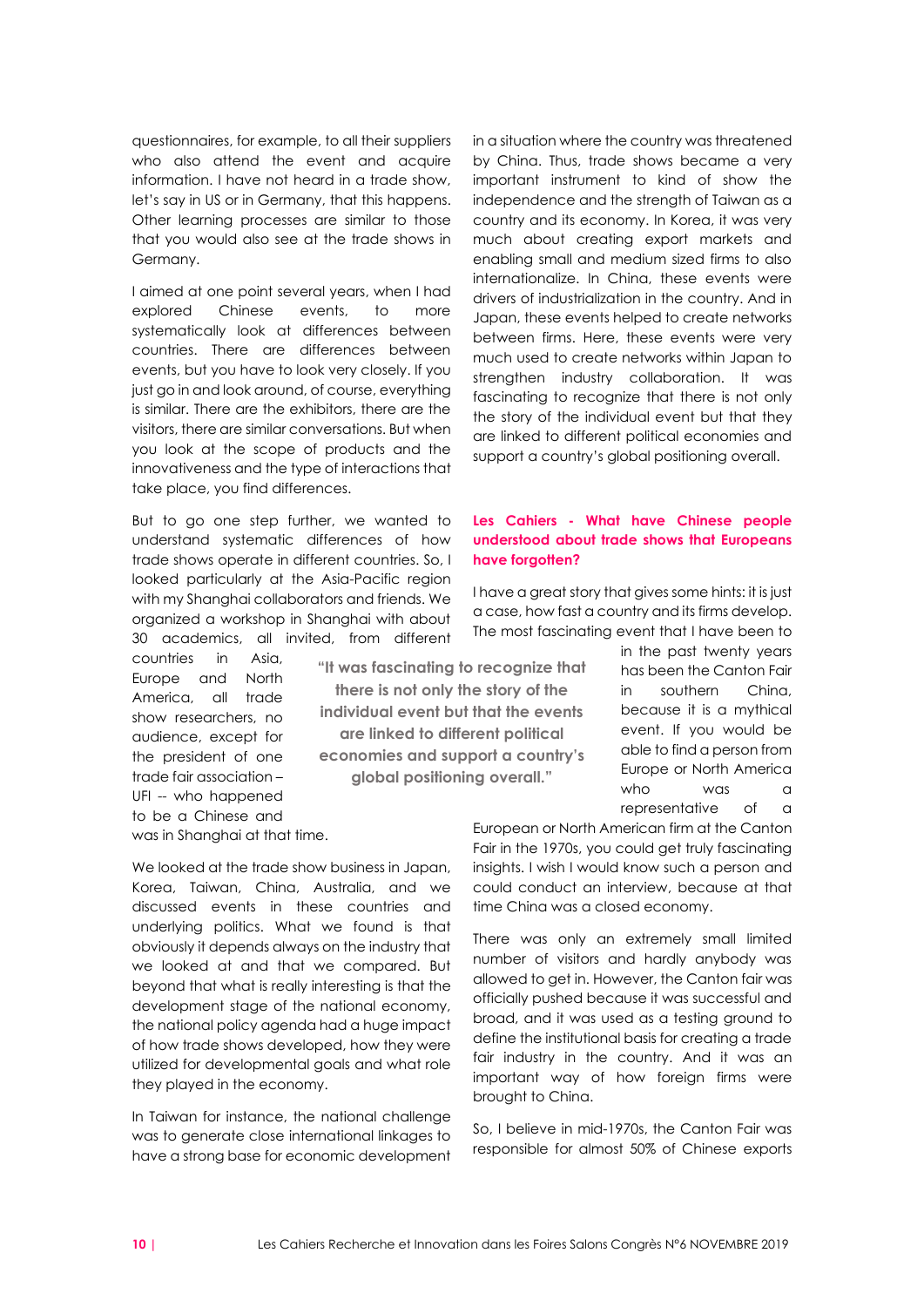questionnaires, for example, to all their suppliers who also attend the event and acquire information. I have not heard in a trade show, let's say in US or in Germany, that this happens. Other learning processes are similar to those that you would also see at the trade shows in Germany.

I aimed at one point several years, when I had explored Chinese events, to more systematically look at differences between countries. There are differences between events, but you have to look very closely. If you just go in and look around, of course, everything is similar. There are the exhibitors, there are the visitors, there are similar conversations. But when you look at the scope of products and the innovativeness and the type of interactions that take place, you find differences.

But to go one step further, we wanted to understand systematic differences of how trade shows operate in different countries. So, I looked particularly at the Asia-Pacific region with my Shanghai collaborators and friends. We organized a workshop in Shanghai with about 30 academics, all invited, from different countries in Asia, Europe and North America, all trade show researchers, no audience, except for the president of one trade fair association – UFI -- who happened to be a Chinese and was in Shanghai at that time.

> **"It was fascinating to recognize that there is not only the story of the individual event but that the events are linked to different political economies and support a country's global positioning overall."**

We looked at the trade show business in Japan, Korea, Taiwan, China, Australia, and we discussed events in these countries and underlying politics. What we found is that obviously it depends always on the industry that we looked at and that we compared. But beyond that what is really interesting is that the development stage of the national economy, the national policy agenda had a huge impact of how trade shows developed, how they were utilized for developmental goals and what role they played in the economy.

In Taiwan for instance, the national challenge was to generate close international linkages to have a strong base for economic development in a situation where the country was threatened by China. Thus, trade shows became a very important instrument to kind of show the independence and the strength of Taiwan as a country and its economy. In Korea, it was very much about creating export markets and enabling small and medium sized firms to also internationalize. In China, these events were drivers of industrialization in the country. And in Japan, these events helped to create networks between firms. Here, these events were very much used to create networks within Japan to strengthen industry collaboration. It was fascinating to recognize that there is not only the story of the individual event but that they are linked to different political economies and support a country's global positioning overall.

**Les Cahiers - What have Chinese people understood about trade shows that Europeans have forgotten?**

I have a great story that gives some hints: it is just a case, how fast a country and its firms develop. The most fascinating event that I have been to in the past twenty years has been the Canton Fair in southern China, because it is a mythical event. If you would be able to find a person from Europe or North America who was a representative of a European or North American firm at the Canton Fair in the 1970s, you could get truly fascinating insights. I wish I would know such a person and could conduct an interview, because at that time China was a closed economy.

There was only an extremely small limited number of visitors and hardly anybody was allowed to get in. However, the Canton fair was officially pushed because it was successful and broad, and it was used as a testing ground to define the institutional basis for creating a trade fair industry in the country. And it was an important way of how foreign firms were brought to China.

So, I believe in mid-1970s, the Canton Fair was responsible for almost 50% of Chinese exports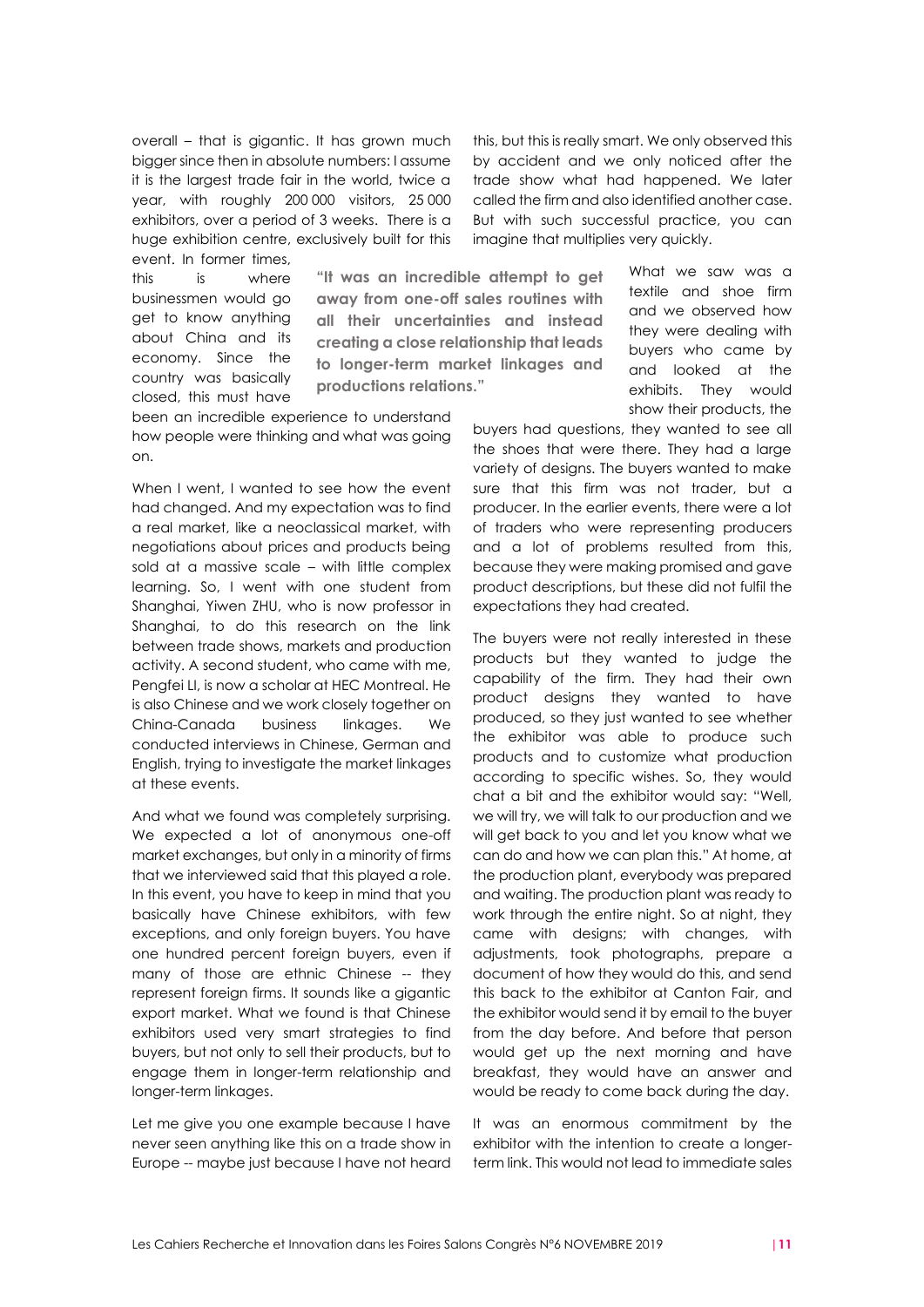overall – that is gigantic. It has grown much bigger since then in absolute numbers: I assume it is the largest trade fair in the world, twice a year, with roughly 200 000 visitors, 25 000 exhibitors, over a period of 3 weeks. There is a huge exhibition centre, exclusively built for this event. In former times, this is where businessmen would go get to know anything about China and its economy. Since the country was basically closed, this must have been an incredible experience to understand how people were thinking and what was going on.

When I went, I wanted to see how the event had changed. And my expectation was to find a real market, like a neoclassical market, with negotiations about prices and products being sold at a massive scale – with little complex learning. So, I went with one student from Shanghai, Yiwen ZHU, who is now professor in Shanghai, to do this research on the link between trade shows, markets and production activity. A second student, who came with me, Pengfei LI, is now a scholar at HEC Montreal. He is also Chinese and we work closely together on China-Canada business linkages. We conducted interviews in Chinese, German and English, trying to investigate the market linkages at these events.

And what we found was completely surprising. We expected a lot of anonymous one-off market exchanges, but only in a minority of firms that we interviewed said that this played a role. In this event, you have to keep in mind that you basically have Chinese exhibitors, with few exceptions, and only foreign buyers. You have one hundred percent foreign buyers, even if many of those are ethnic Chinese -- they represent foreign firms. It sounds like a gigantic export market. What we found is that Chinese exhibitors used very smart strategies to find buyers, but not only to sell their products, but to engage them in longer-term relationship and longer-term linkages.

Let me give you one example because I have never seen anything like this on a trade show in Europe -- maybe just because I have not heard this, but this is really smart. We only observed this by accident and we only noticed after the trade show what had happened. We later called the firm and also identified another case. But with such successful practice, you can imagine that multiplies very quickly.

> **"It was an incredible attempt to get away from one-off sales routines with all their uncertainties and instead creating a close relationship that leads to longer-term market linkages and productions relations."**

What we saw was a textile and shoe firm and we observed how they were dealing with buyers who came by and looked at the exhibits. They would show their products, the buyers had questions, they wanted to see all the shoes that were there. They had a large variety of designs. The buyers wanted to make sure that this firm was not trader, but a producer. In the earlier events, there were a lot of traders who were representing producers and a lot of problems resulted from this, because they were making promised and gave product descriptions, but these did not fulfil the expectations they had created.

The buyers were not really interested in these products but they wanted to judge the capability of the firm. They had their own product designs they wanted to have produced, so they just wanted to see whether the exhibitor was able to produce such products and to customize what production according to specific wishes. So, they would chat a bit and the exhibitor would say: "Well, we will try, we will talk to our production and we will get back to you and let you know what we can do and how we can plan this." At home, at the production plant, everybody was prepared and waiting. The production plant was ready to work through the entire night. So at night, they came with designs; with changes, with adjustments, took photographs, prepare a document of how they would do this, and send this back to the exhibitor at Canton Fair, and the exhibitor would send it by email to the buyer from the day before. And before that person would get up the next morning and have breakfast, they would have an answer and would be ready to come back during the day.

It was an enormous commitment by the exhibitor with the intention to create a longer-term link. This would not lead to immediate sales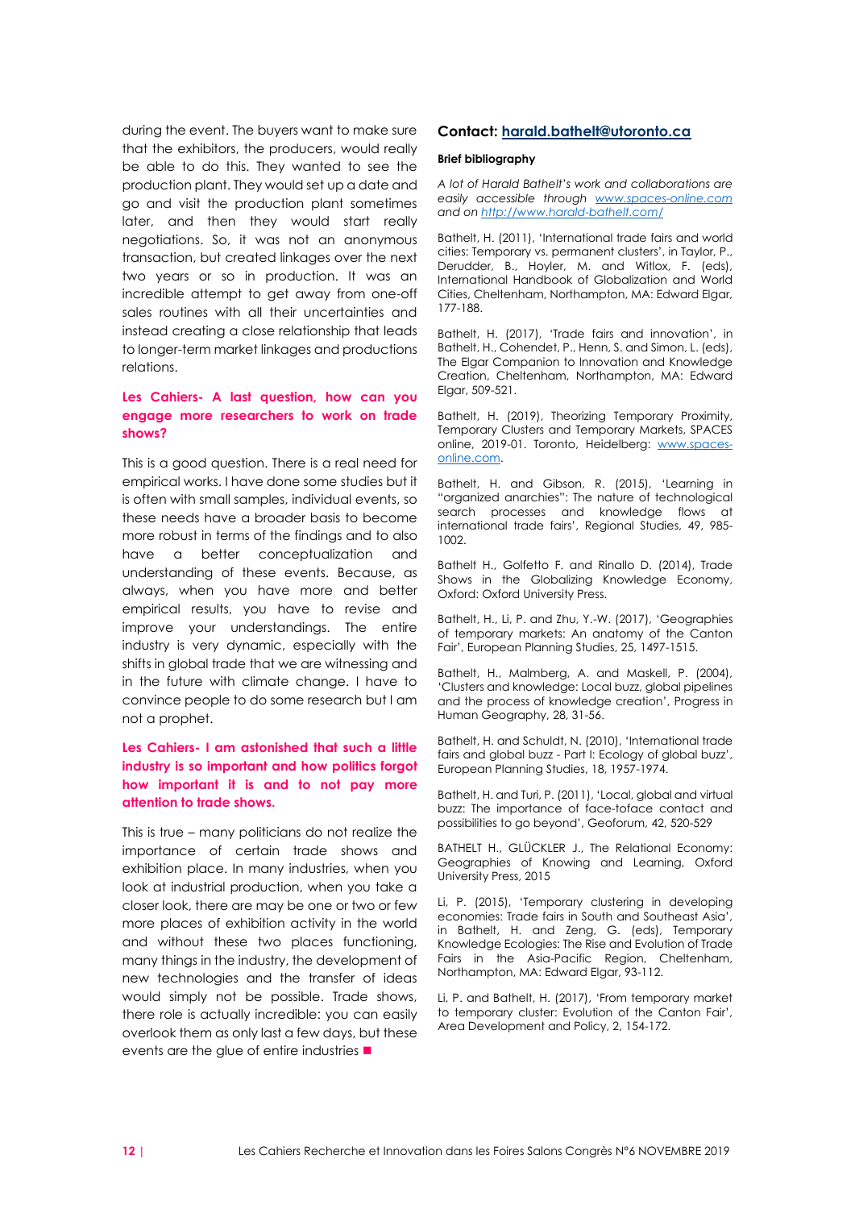during the event. The buyers want to make sure that the exhibitors, the producers, would really be able to do this. They wanted to see the production plant. They would set up a date and go and visit the production plant sometimes later, and then they would start really negotiations. So, it was not an anonymous transaction, but created linkages over the next two years or so in production. It was an incredible attempt to get away from one-off sales routines with all their uncertainties and instead creating a close relationship that leads to longer-term market linkages and productions relations.

**Les Cahiers- A last question, how can you engage more researchers to work on trade shows?**

This is a good question. There is a real need for empirical works. I have done some studies but it is often with small samples, individual events, so these needs have a broader basis to become more robust in terms of the findings and to also have a better conceptualization and understanding of these events. Because, as always, when you have more and better empirical results, you have to revise and improve your understandings. The entire industry is very dynamic, especially with the shifts in global trade that we are witnessing and in the future with climate change. I have to convince people to do some research but I am not a prophet.

**Les Cahiers- I am astonished that such a little industry is so important and how politics forgot how important it is and to not pay more attention to trade shows.**

This is true – many politicians do not realize the importance of certain trade shows and exhibition place. In many industries, when you look at industrial production, when you take a closer look, there are may be one or two or few more places of exhibition activity in the world and without these two places functioning, many things in the industry, the development of new technologies and the transfer of ideas would simply not be possible. Trade shows, there role is actually incredible: you can easily overlook them as only last a few days, but these events are the glue of entire industries ■

## Contact: [harald.bathelt@utoronto.ca](mailto:harald.bathelt@utoronto.ca)

#### Brief bibliography

*A lot of Harald Bathelt's work and collaborations are easily accessible through [www.spaces-online.com](http://www.spaces-online.com) and on [http://www.harald-bathelt.com/](http://www.harald-bathelt.com/)*

Bathelt, H. (2011), 'International trade fairs and world cities: Temporary vs. permanent clusters', in Taylor, P., Derudder, B., Hoyler, M. and Witlox, F. (eds), International Handbook of Globalization and World Cities, Cheltenham, Northampton, MA: Edward Elgar, 177-188.

Bathelt, H. (2017), 'Trade fairs and innovation', in Bathelt, H., Cohendet, P., Henn, S. and Simon, L. (eds), The Elgar Companion to Innovation and Knowledge Creation, Cheltenham, Northampton, MA: Edward Elgar, 509-521.

Bathelt, H. (2019), Theorizing Temporary Proximity, Temporary Clusters and Temporary Markets, SPACES online, 2019-01. Toronto, Heidelberg: [www.spaces-online.com](http://www.spaces-online.com).

Bathelt, H. and Gibson, R. (2015), 'Learning in "organized anarchies": The nature of technological search processes and knowledge flows at international trade fairs', Regional Studies, 49, 985-1002.

Bathelt H., Golfetto F. and Rinallo D. (2014), Trade Shows in the Globalizing Knowledge Economy, Oxford: Oxford University Press.

Bathelt, H., Li, P. and Zhu, Y.-W. (2017), 'Geographies of temporary markets: An anatomy of the Canton Fair', European Planning Studies, 25, 1497-1515.

Bathelt, H., Malmberg, A. and Maskell, P. (2004), 'Clusters and knowledge: Local buzz, global pipelines and the process of knowledge creation', Progress in Human Geography, 28, 31-56.

Bathelt, H. and Schuldt, N. (2010), 'International trade fairs and global buzz - Part I: Ecology of global buzz', European Planning Studies, 18, 1957-1974.

Bathelt, H. and Turi, P. (2011), 'Local, global and virtual buzz: The importance of face-toface contact and possibilities to go beyond', Geoforum, 42, 520-529

BATHELT H., GLÜCKLER J., The Relational Economy: Geographies of Knowing and Learning, Oxford University Press, 2015

Li, P. (2015), 'Temporary clustering in developing economies: Trade fairs in South and Southeast Asia', in Bathelt, H. and Zeng, G. (eds), Temporary Knowledge Ecologies: The Rise and Evolution of Trade Fairs in the Asia-Pacific Region, Cheltenham, Northampton, MA: Edward Elgar, 93-112.

Li, P. and Bathelt, H. (2017), 'From temporary market to temporary cluster: Evolution of the Canton Fair', Area Development and Policy, 2, 154-172.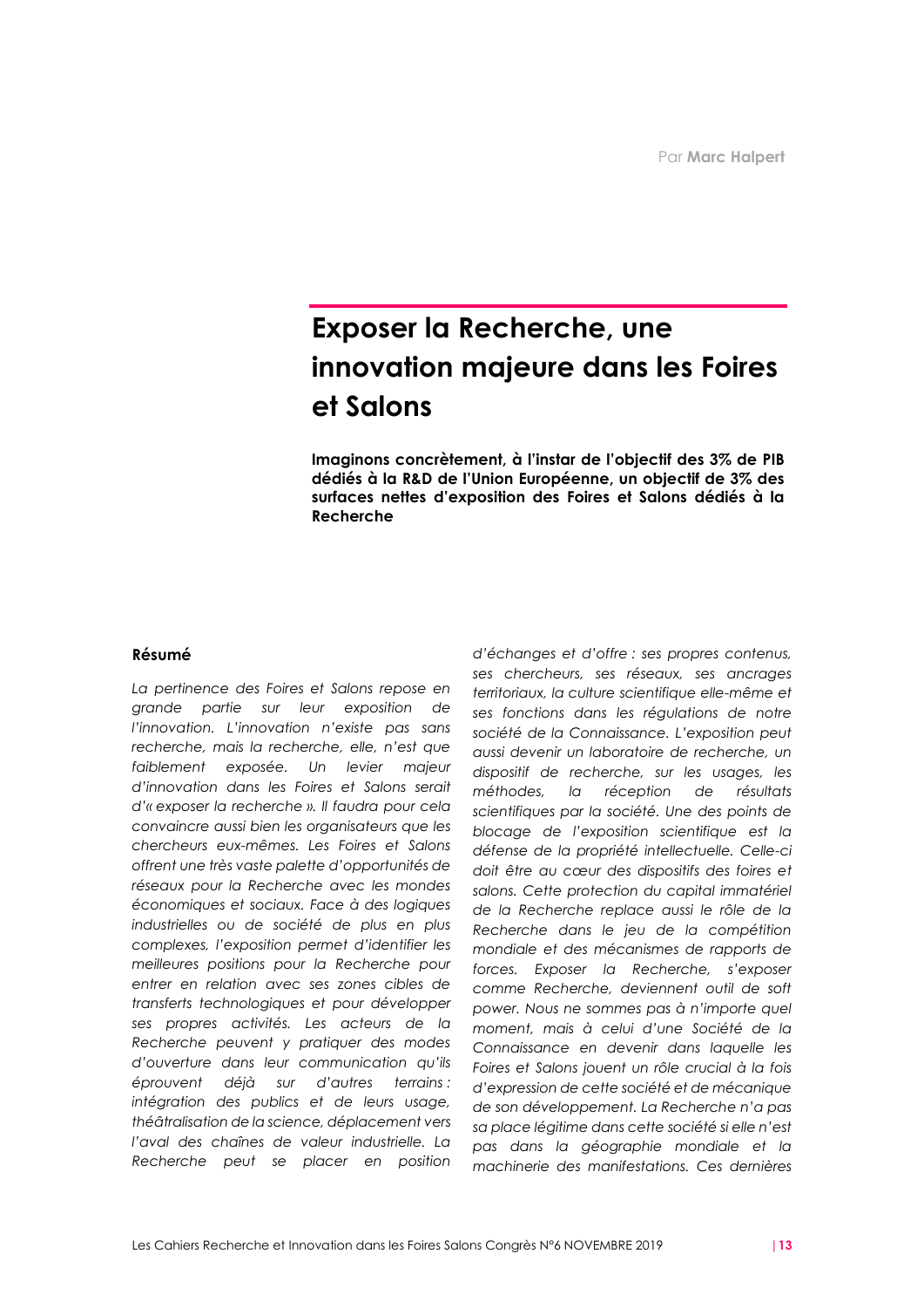Par **Marc Halpert**

# Exposer la Recherche, une innovation majeure dans les Foires et Salons

**Imaginons concrètement, à l'instar de l'objectif des 3% de PIB dédiés à la R&D de l'Union Européenne, un objectif de 3% des surfaces nettes d'exposition des Foires et Salons dédiés à la Recherche**

## Résumé

*La pertinence des Foires et Salons repose en grande partie sur leur exposition de l'innovation. L'innovation n'existe pas sans recherche, mais la recherche, elle, n'est que faiblement exposée. Un levier majeur d'innovation dans les Foires et Salons serait d'« exposer la recherche ». Il faudra pour cela convaincre aussi bien les organisateurs que les chercheurs eux-mêmes. Les Foires et Salons offrent une très vaste palette d'opportunités de réseaux pour la Recherche avec les mondes économiques et sociaux. Face à des logiques industrielles ou de société de plus en plus complexes, l'exposition permet d'identifier les meilleures positions pour la Recherche pour entrer en relation avec ses zones cibles de transferts technologiques et pour développer ses propres activités. Les acteurs de la Recherche peuvent y pratiquer des modes d'ouverture dans leur communication qu'ils éprouvent déjà sur d'autres terrains : intégration des publics et de leurs usage, théâtralisation de la science, déplacement vers l'aval des chaînes de valeur industrielle. La Recherche peut se placer en position d'échanges et d'offre : ses propres contenus, ses chercheurs, ses réseaux, ses ancrages territoriaux, la culture scientifique elle-même et ses fonctions dans les régulations de notre société de la Connaissance. L'exposition peut aussi devenir un laboratoire de recherche, un dispositif de recherche, sur les usages, les méthodes, la réception de résultats scientifiques par la société. Une des points de blocage de l'exposition scientifique est la défense de la propriété intellectuelle. Celle-ci doit être au cœur des dispositifs des foires et salons. Cette protection du capital immatériel de la Recherche replace aussi le rôle de la Recherche dans le jeu de la compétition mondiale et des mécanismes de rapports de forces. Exposer la Recherche, s'exposer comme Recherche, deviennent outil de soft power. Nous ne sommes pas à n'importe quel moment, mais à celui d'une Société de la Connaissance en devenir dans laquelle les Foires et Salons jouent un rôle crucial à la fois d'expression de cette société et de mécanique de son développement. La Recherche n'a pas sa place légitime dans cette société si elle n'est pas dans la géographie mondiale et la machinerie des manifestations. Ces dernières*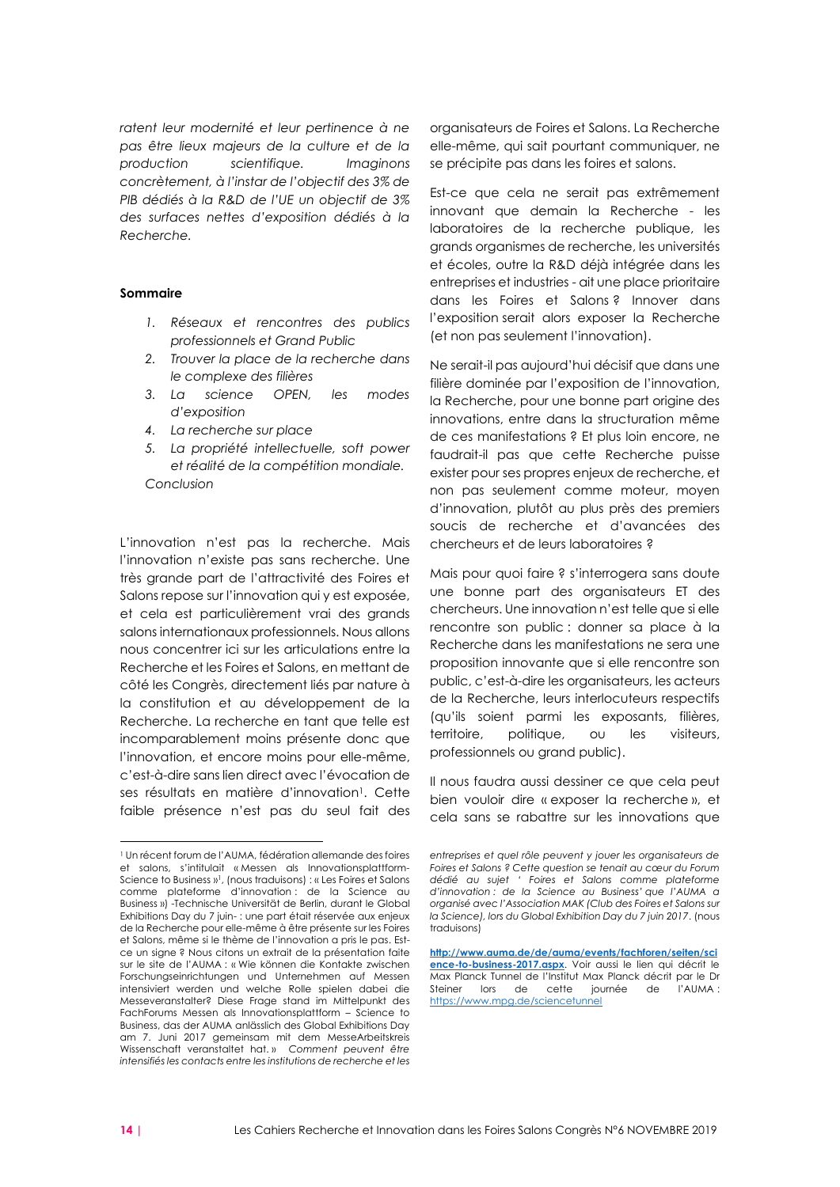*ratent leur modernité et leur pertinence à ne pas être lieux majeurs de la culture et de la production scientifique. Imaginons concrètement, à l'instar de l'objectif des 3% de PIB dédiés à la R&D de l'UE un objectif de 3% des surfaces nettes d'exposition dédiés à la Recherche.*

**Sommaire**

1. *Réseaux et rencontres des publics professionnels et Grand Public*
2. *Trouver la place de la recherche dans le complexe des filières*
3. *La science OPEN, les modes d'exposition*
4. *La recherche sur place*
5. *La propriété intellectuelle, soft power et réalité de la compétition mondiale.*

*Conclusion*

L'innovation n'est pas la recherche. Mais l'innovation n'existe pas sans recherche. Une très grande part de l'attractivité des Foires et Salons repose sur l'innovation qui y est exposée, et cela est particulièrement vrai des grands salons internationaux professionnels. Nous allons nous concentrer ici sur les articulations entre la Recherche et les Foires et Salons, en mettant de côté les Congrès, directement liés par nature à la constitution et au développement de la Recherche. La recherche en tant que telle est incomparablement moins présente donc que l'innovation, et encore moins pour elle-même, c'est-à-dire sans lien direct avec l'évocation de ses résultats en matière d'innovation[1]. Cette faible présence n'est pas du seul fait des organisateurs de Foires et Salons. La Recherche elle-même, qui sait pourtant communiquer, ne se précipite pas dans les foires et salons.

Est-ce que cela ne serait pas extrêmement innovant que demain la Recherche - les laboratoires de la recherche publique, les grands organismes de recherche, les universités et écoles, outre la R&D déjà intégrée dans les entreprises et industries - ait une place prioritaire dans les Foires et Salons ? Innover dans l'exposition serait alors exposer la Recherche (et non pas seulement l'innovation).

Ne serait-il pas aujourd'hui décisif que dans une filière dominée par l'exposition de l'innovation, la Recherche, pour une bonne part origine des innovations, entre dans la structuration même de ces manifestations ? Et plus loin encore, ne faudrait-il pas que cette Recherche puisse exister pour ses propres enjeux de recherche, et non pas seulement comme moteur, moyen d'innovation, plutôt au plus près des premiers soucis de recherche et d'avancées des chercheurs et de leurs laboratoires ?

Mais pour quoi faire ? s'interrogera sans doute une bonne part des organisateurs ET des chercheurs. Une innovation n'est telle que si elle rencontre son public : donner sa place à la Recherche dans les manifestations ne sera une proposition innovante que si elle rencontre son public, c'est-à-dire les organisateurs, les acteurs de la Recherche, leurs interlocuteurs respectifs (qu'ils soient parmi les exposants, filières, territoire, politique, ou les visiteurs, professionnels ou grand public).

Il nous faudra aussi dessiner ce que cela peut bien vouloir dire « exposer la recherche », et cela sans se rabattre sur les innovations que

---

[1] Un récent forum de l'AUMA, fédération allemande des foires et salons, s'intitulait « Messen als Innovationsplattform-Science to Business »[1], (nous traduisons) : « Les Foires et Salons comme plateforme d'innovation : de la Science au Business ») -Technische Universität de Berlin, durant le Global Exhibitions Day du 7 juin- : une part était réservée aux enjeux de la Recherche pour elle-même à être présente sur les Foires et Salons, même si le thème de l'innovation a pris le pas. Est-ce un signe ? Nous citons un extrait de la présentation faite sur le site de l'AUMA : « Wie können die Kontakte zwischen Forschungseinrichtungen und Unternehmen auf Messen intensiviert werden und welche Rolle spielen dabei die Messeveranstalter? Diese Frage stand im Mittelpunkt des FachForums Messen als Innovationsplattform – Science to Business, das der AUMA anlässlich des Global Exhibitions Day am 7. Juni 2017 gemeinsam mit dem MesseArbeitskreis Wissenschaft veranstaltet hat. » *Comment peuvent être intensifiés les contacts entre les institutions de recherche et les entreprises et quel rôle peuvent y jouer les organisateurs de Foires et Salons ? Cette question se tenait au cœur du Forum dédié au sujet ' Foires et Salons comme plateforme d'innovation : de la Science au Business' que l'AUMA a organisé avec l'Association MAK (Club des Foires et Salons sur la Science), lors du Global Exhibition Day du 7 juin 2017.* (nous traduisons)

**http://www.auma.de/de/auma/events/fachforen/seiten/science-to-business-2017.aspx**. Voir aussi le lien qui décrit le Max Planck Tunnel de l'Institut Max Planck décrit par le Dr Steiner lors de cette journée de l'AUMA : https://www.mpg.de/sciencetunnel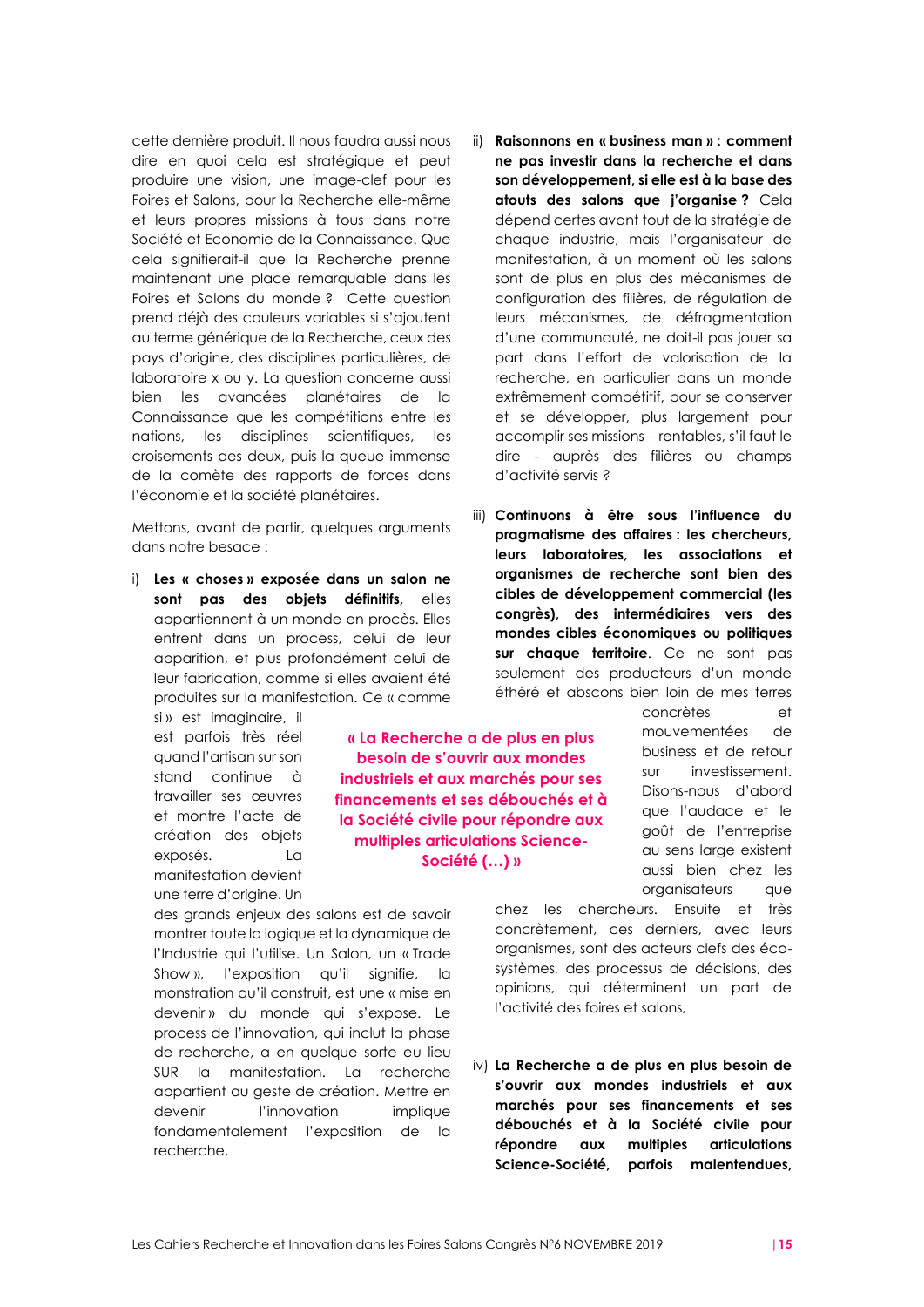cette dernière produit. Il nous faudra aussi nous dire en quoi cela est stratégique et peut produire une vision, une image-clef pour les Foires et Salons, pour la Recherche elle-même et leurs propres missions à tous dans notre Société et Economie de la Connaissance. Que cela signifierait-il que la Recherche prenne maintenant une place remarquable dans les Foires et Salons du monde ? Cette question prend déjà des couleurs variables si s'ajoutent au terme générique de la Recherche, ceux des pays d'origine, des disciplines particulières, de laboratoire x ou y. La question concerne aussi bien les avancées planétaires de la Connaissance que les compétitions entre les nations, les disciplines scientifiques, les croisements des deux, puis la queue immense de la comète des rapports de forces dans l'économie et la société planétaires.

Mettons, avant de partir, quelques arguments dans notre besace :

i) **Les « choses » exposée dans un salon ne sont pas des objets définitifs,** elles appartiennent à un monde en procès. Elles entrent dans un process, celui de leur apparition, et plus profondément celui de leur fabrication, comme si elles avaient été produites sur la manifestation. Ce « comme si » est imaginaire, il est parfois très réel quand l'artisan sur son stand continue à travailler ses œuvres et montre l'acte de création des objets exposés. La manifestation devient une terre d'origine. Un des grands enjeux des salons est de savoir montrer toute la logique et la dynamique de l'Industrie qui l'utilise. Un Salon, un « Trade Show », l'exposition qu'il signifie, la monstration qu'il construit, est une « mise en devenir » du monde qui s'expose. Le process de l'innovation, qui inclut la phase de recherche, a en quelque sorte eu lieu SUR la manifestation. La recherche appartient au geste de création. Mettre en devenir l'innovation implique fondamentalement l'exposition de la recherche.

ii) **Raisonnons en « business man » : comment ne pas investir dans la recherche et dans son développement, si elle est à la base des atouts des salons que j'organise ?** Cela dépend certes avant tout de la stratégie de chaque industrie, mais l'organisateur de manifestation, à un moment où les salons sont de plus en plus des mécanismes de configuration des filières, de régulation de leurs mécanismes, de défragmentation d'une communauté, ne doit-il pas jouer sa part dans l'effort de valorisation de la recherche, en particulier dans un monde extrêmement compétitif, pour se conserver et se développer, plus largement pour accomplir ses missions – rentables, s'il faut le dire - auprès des filières ou champs d'activité servis ?

iii) **Continuons à être sous l'influence du pragmatisme des affaires : les chercheurs, leurs laboratoires, les associations et organismes de recherche sont bien des cibles de développement commercial (les congrès), des intermédiaires vers des mondes cibles économiques ou politiques sur chaque territoire**. Ce ne sont pas seulement des producteurs d'un monde éthéré et abscons bien loin de mes terres concrètes et mouvementées de business et de retour sur investissement. Disons-nous d'abord que l'audace et le goût de l'entreprise au sens large existent aussi bien chez les organisateurs que chez les chercheurs. Ensuite et très concrètement, ces derniers, avec leurs organismes, sont des acteurs clefs des éco-systèmes, des processus de décisions, des opinions, qui déterminent un part de l'activité des foires et salons,

> « La Recherche a de plus en plus besoin de s'ouvrir aux mondes industriels et aux marchés pour ses financements et ses débouchés et à la Société civile pour répondre aux multiples articulations Science-Société (…) »

iv) **La Recherche a de plus en plus besoin de s'ouvrir aux mondes industriels et aux marchés pour ses financements et ses débouchés et à la Société civile pour répondre aux multiples articulations Science-Société, parfois malentendues,**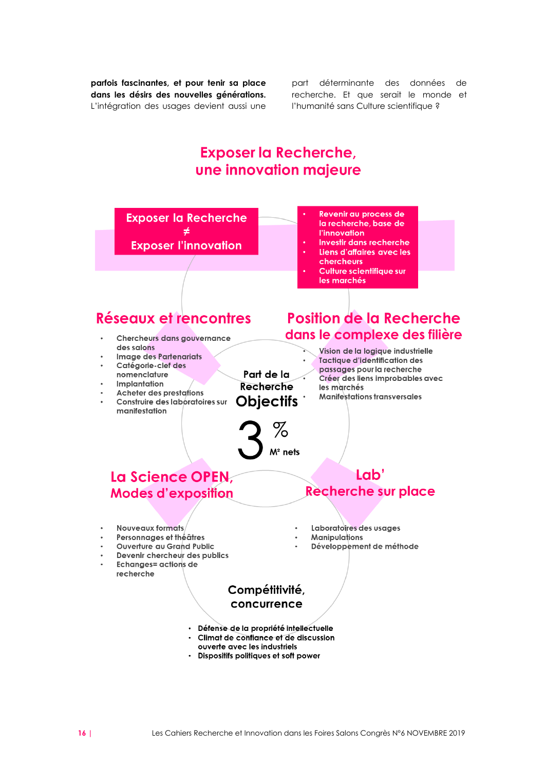**parfois fascinantes, et pour tenir sa place dans les désirs des nouvelles générations.** L'intégration des usages devient aussi une part déterminante des données de recherche. Et que serait le monde et l'humanité sans Culture scientifique ?

## Exposer la Recherche, une innovation majeure

**Exposer la Recherche ≠ Exposer l'innovation**

- Revenir au process de la recherche, base de l'innovation
- Investir dans recherche
- Liens d'affaires avec les chercheurs
- Culture scientifique sur les marchés

### Réseaux et rencontres

- Chercheurs dans gouvernance des salons
- Image des Partenariats
- Catégorie-clef des nomenclature
- Implantation
- Acheter des prestations
- Construire des laboratoires sur manifestation

### Position de la Recherche dans le complexe des filière

- Vision de la logique industrielle
- Tactique d'identification des passages pour la recherche
- Créer des liens improbables avec les marchés
- Manifestations transversales

**Part de la Recherche**

**Objectifs**

**3 %**

**M² nets**

### La Science OPEN, Modes d'exposition

- Nouveaux formats
- Personnages et théâtres
- Ouverture au Grand Public
- Devenir chercheur des publics
- Echanges= actions de recherche

### Lab' Recherche sur place

- Laboratoires des usages
- Manipulations
- Développement de méthode

### Compétitivité, concurrence

- Défense de la propriété intellectuelle
- Climat de confiance et de discussion ouverte avec les industriels
- Dispositifs politiques et soft power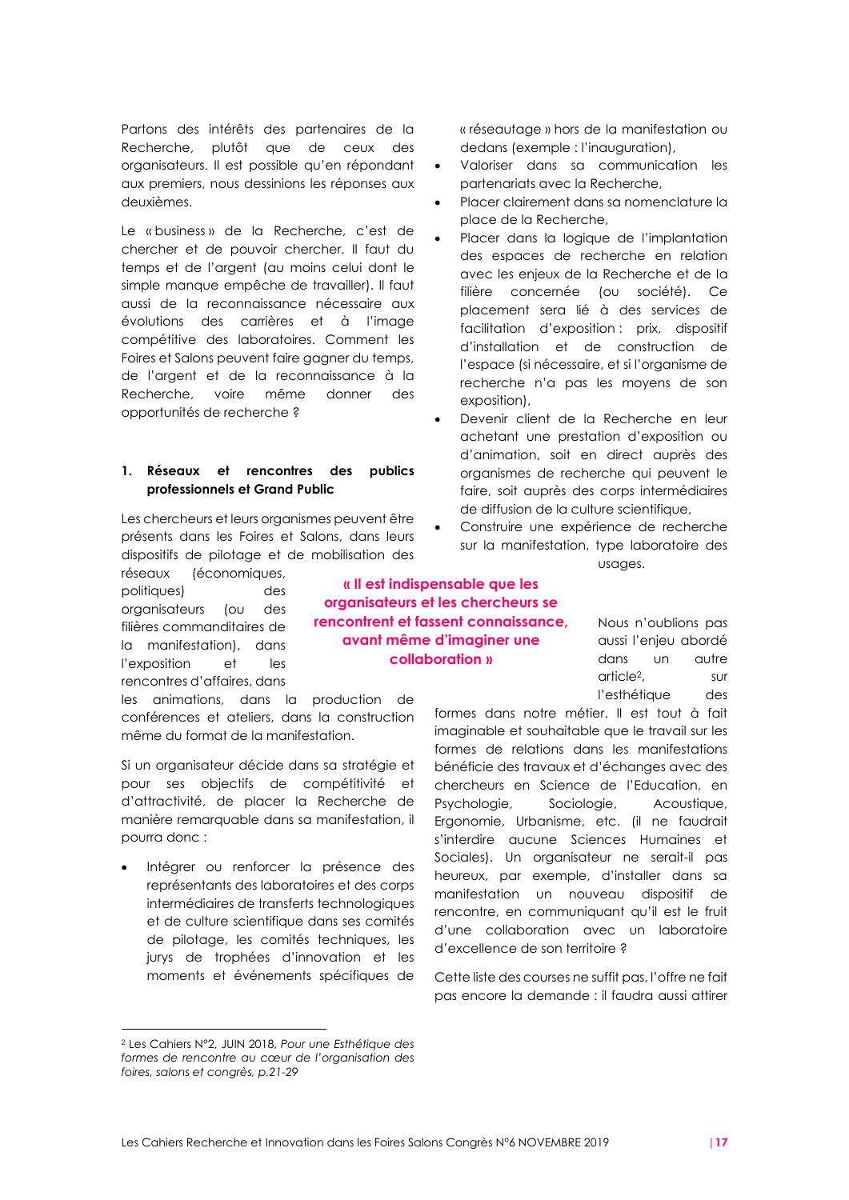Partons des intérêts des partenaires de la Recherche, plutôt que de ceux des organisateurs. Il est possible qu'en répondant aux premiers, nous dessinions les réponses aux deuxièmes.

Le « business » de la Recherche, c'est de chercher et de pouvoir chercher. Il faut du temps et de l'argent (au moins celui dont le simple manque empêche de travailler). Il faut aussi de la reconnaissance nécessaire aux évolutions des carrières et à l'image compétitive des laboratoires. Comment les Foires et Salons peuvent faire gagner du temps, de l'argent et de la reconnaissance à la Recherche, voire même donner des opportunités de recherche ?

### 1. Réseaux et rencontres des publics professionnels et Grand Public

Les chercheurs et leurs organismes peuvent être présents dans les Foires et Salons, dans leurs dispositifs de pilotage et de mobilisation des réseaux (économiques, politiques) des organisateurs (ou des filières commanditaires de la manifestation), dans l'exposition et les rencontres d'affaires, dans les animations, dans la production de conférences et ateliers, dans la construction même du format de la manifestation.

**« Il est indispensable que les organisateurs et les chercheurs se rencontrent et fassent connaissance, avant même d'imaginer une collaboration »**

Si un organisateur décide dans sa stratégie et pour ses objectifs de compétitivité et d'attractivité, de placer la Recherche de manière remarquable dans sa manifestation, il pourra donc :

- Intégrer ou renforcer la présence des représentants des laboratoires et des corps intermédiaires de transferts technologiques et de culture scientifique dans ses comités de pilotage, les comités techniques, les jurys de trophées d'innovation et les moments et événements spécifiques de « réseautage » hors de la manifestation ou dedans (exemple : l'inauguration),
- Valoriser dans sa communication les partenariats avec la Recherche,
- Placer clairement dans sa nomenclature la place de la Recherche,
- Placer dans la logique de l'implantation des espaces de recherche en relation avec les enjeux de la Recherche et de la filière concernée (ou société). Ce placement sera lié à des services de facilitation d'exposition : prix, dispositif d'installation et de construction de l'espace (si nécessaire, et si l'organisme de recherche n'a pas les moyens de son exposition),
- Devenir client de la Recherche en leur achetant une prestation d'exposition ou d'animation, soit en direct auprès des organismes de recherche qui peuvent le faire, soit auprès des corps intermédiaires de diffusion de la culture scientifique,
- Construire une expérience de recherche sur la manifestation, type laboratoire des usages.

Nous n'oublions pas aussi l'enjeu abordé dans un autre article[2], sur l'esthétique des formes dans notre métier. Il est tout à fait imaginable et souhaitable que le travail sur les formes de relations dans les manifestations bénéficie des travaux et d'échanges avec des chercheurs en Science de l'Education, en Psychologie, Sociologie, Acoustique, Ergonomie, Urbanisme, etc. (il ne faudrait s'interdire aucune Sciences Humaines et Sociales). Un organisateur ne serait-il pas heureux, par exemple, d'installer dans sa manifestation un nouveau dispositif de rencontre, en communiquant qu'il est le fruit d'une collaboration avec un laboratoire d'excellence de son territoire ?

Cette liste des courses ne suffit pas, l'offre ne fait pas encore la demande : il faudra aussi attirer

---

[2] Les Cahiers N°2, JUIN 2018, *Pour une Esthétique des formes de rencontre au cœur de l'organisation des foires, salons et congrès, p.21-29*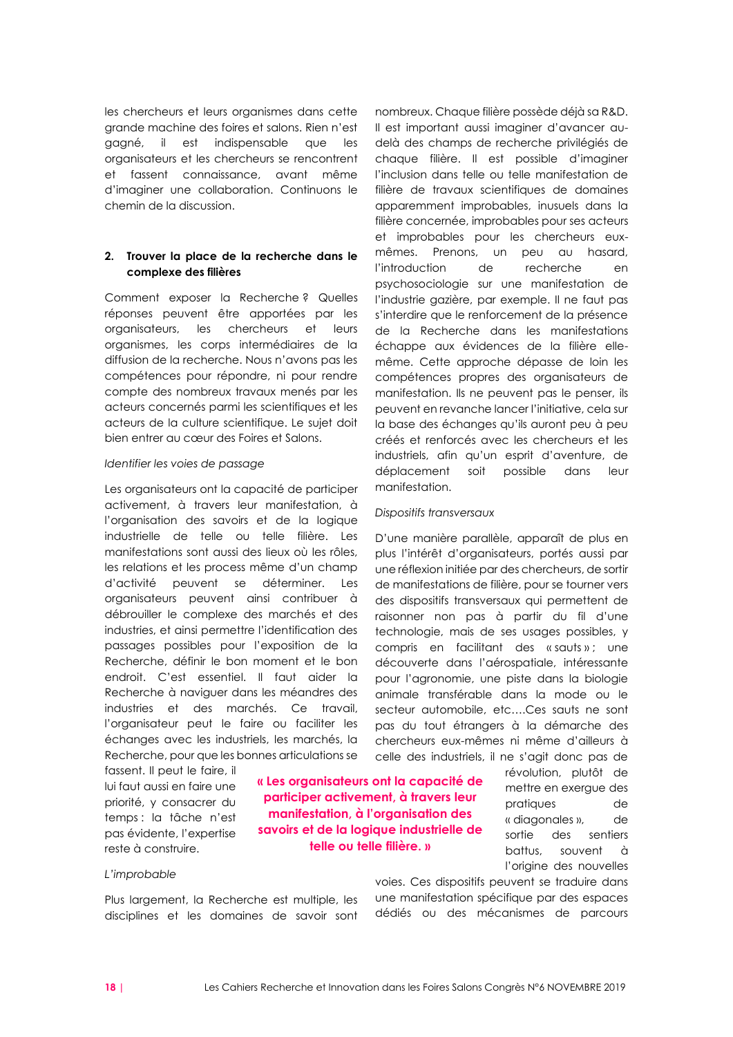les chercheurs et leurs organismes dans cette grande machine des foires et salons. Rien n'est gagné, il est indispensable que les organisateurs et les chercheurs se rencontrent et fassent connaissance, avant même d'imaginer une collaboration. Continuons le chemin de la discussion.

## 2. Trouver la place de la recherche dans le complexe des filières

Comment exposer la Recherche ? Quelles réponses peuvent être apportées par les organisateurs, les chercheurs et leurs organismes, les corps intermédiaires de la diffusion de la recherche. Nous n'avons pas les compétences pour répondre, ni pour rendre compte des nombreux travaux menés par les acteurs concernés parmi les scientifiques et les acteurs de la culture scientifique. Le sujet doit bien entrer au cœur des Foires et Salons.

*Identifier les voies de passage*

Les organisateurs ont la capacité de participer activement, à travers leur manifestation, à l'organisation des savoirs et de la logique industrielle de telle ou telle filière. Les manifestations sont aussi des lieux où les rôles, les relations et les process même d'un champ d'activité peuvent se déterminer. Les organisateurs peuvent ainsi contribuer à débrouiller le complexe des marchés et des industries, et ainsi permettre l'identification des passages possibles pour l'exposition de la Recherche, définir le bon moment et le bon endroit. C'est essentiel. Il faut aider la Recherche à naviguer dans les méandres des industries et des marchés. Ce travail, l'organisateur peut le faire ou faciliter les échanges avec les industriels, les marchés, la Recherche, pour que les bonnes articulations se fassent. Il peut le faire, il lui faut aussi en faire une priorité, y consacrer du temps : la tâche n'est pas évidente, l'expertise reste à construire.

**« Les organisateurs ont la capacité de participer activement, à travers leur manifestation, à l'organisation des savoirs et de la logique industrielle de telle ou telle filière. »**

*L'improbable*

Plus largement, la Recherche est multiple, les disciplines et les domaines de savoir sont nombreux. Chaque filière possède déjà sa R&D. Il est important aussi imaginer d'avancer au-delà des champs de recherche privilégiés de chaque filière. Il est possible d'imaginer l'inclusion dans telle ou telle manifestation de filière de travaux scientifiques de domaines apparemment improbables, inusuels dans la filière concernée, improbables pour ses acteurs et improbables pour les chercheurs eux-mêmes. Prenons, un peu au hasard, l'introduction de recherche en psychosociologie sur une manifestation de l'industrie gazière, par exemple. Il ne faut pas s'interdire que le renforcement de la présence de la Recherche dans les manifestations échappe aux évidences de la filière elle-même. Cette approche dépasse de loin les compétences propres des organisateurs de manifestation. Ils ne peuvent pas le penser, ils peuvent en revanche lancer l'initiative, cela sur la base des échanges qu'ils auront peu à peu créés et renforcés avec les chercheurs et les industriels, afin qu'un esprit d'aventure, de déplacement soit possible dans leur manifestation.

*Dispositifs transversaux*

D'une manière parallèle, apparaît de plus en plus l'intérêt d'organisateurs, portés aussi par une réflexion initiée par des chercheurs, de sortir de manifestations de filière, pour se tourner vers des dispositifs transversaux qui permettent de raisonner non pas à partir du fil d'une technologie, mais de ses usages possibles, y compris en facilitant des « sauts » ; une découverte dans l'aérospatiale, intéressante pour l'agronomie, une piste dans la biologie animale transférable dans la mode ou le secteur automobile, etc….Ces sauts ne sont pas du tout étrangers à la démarche des chercheurs eux-mêmes ni même d'ailleurs à celle des industriels, il ne s'agit donc pas de révolution, plutôt de mettre en exergue des pratiques de « diagonales », de sortie des sentiers battus, souvent à l'origine des nouvelles voies. Ces dispositifs peuvent se traduire dans une manifestation spécifique par des espaces dédiés ou des mécanismes de parcours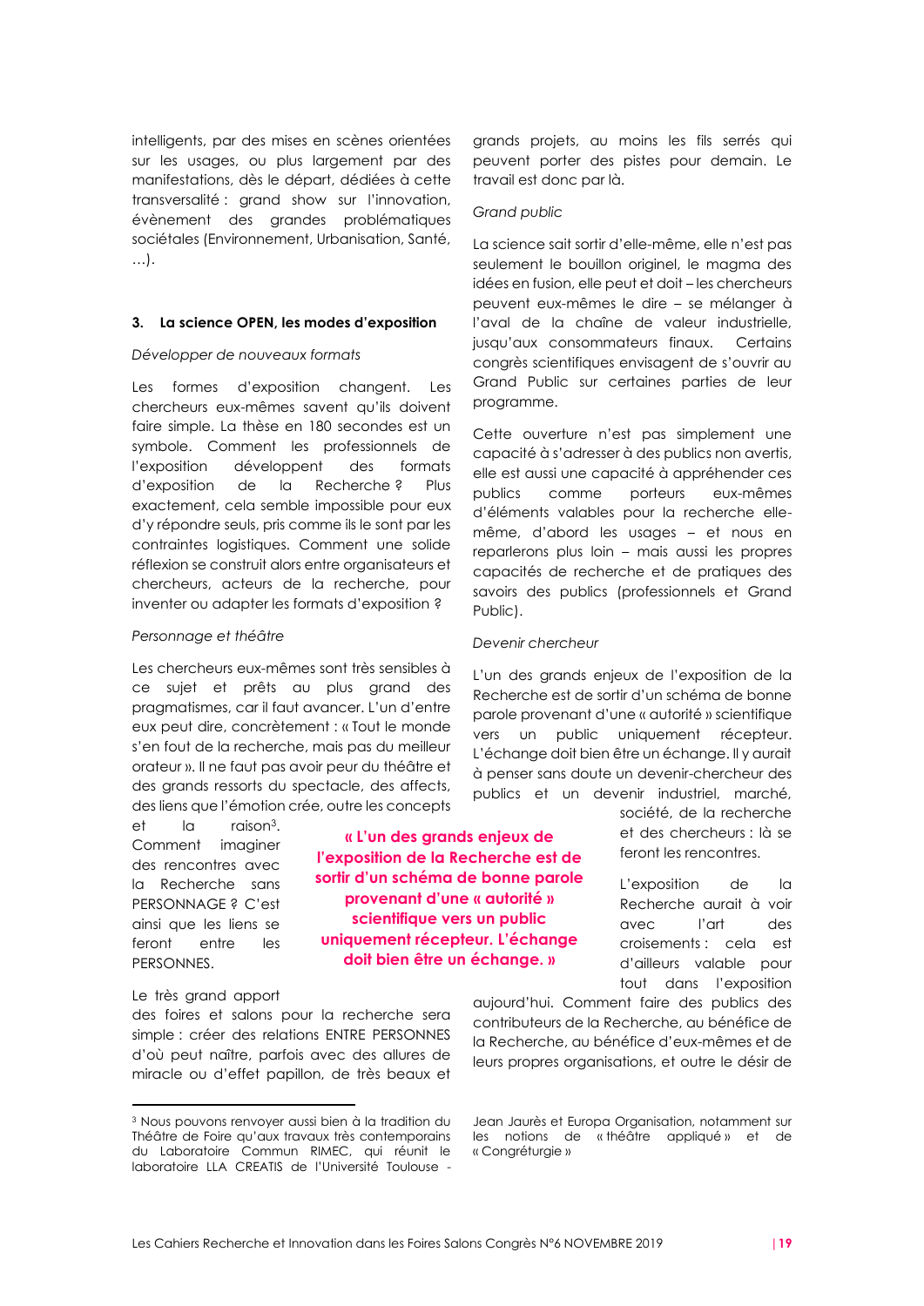intelligents, par des mises en scènes orientées sur les usages, ou plus largement par des manifestations, dès le départ, dédiées à cette transversalité : grand show sur l'innovation, évènement des grandes problématiques sociétales (Environnement, Urbanisation, Santé, …).

### 3. La science OPEN, les modes d'exposition

*Développer de nouveaux formats*

Les formes d'exposition changent. Les chercheurs eux-mêmes savent qu'ils doivent faire simple. La thèse en 180 secondes est un symbole. Comment les professionnels de l'exposition développent des formats d'exposition de la Recherche ? Plus exactement, cela semble impossible pour eux d'y répondre seuls, pris comme ils le sont par les contraintes logistiques. Comment une solide réflexion se construit alors entre organisateurs et chercheurs, acteurs de la recherche, pour inventer ou adapter les formats d'exposition ?

*Personnage et théâtre*

Les chercheurs eux-mêmes sont très sensibles à ce sujet et prêts au plus grand des pragmatismes, car il faut avancer. L'un d'entre eux peut dire, concrètement : « Tout le monde s'en fout de la recherche, mais pas du meilleur orateur ». Il ne faut pas avoir peur du théâtre et des grands ressorts du spectacle, des affects, des liens que l'émotion crée, outre les concepts et la raison[3]. Comment imaginer des rencontres avec la Recherche sans PERSONNAGE ? C'est ainsi que les liens se feront entre les PERSONNES.

Le très grand apport des foires et salons pour la recherche sera simple : créer des relations ENTRE PERSONNES d'où peut naître, parfois avec des allures de miracle ou d'effet papillon, de très beaux et grands projets, au moins les fils serrés qui peuvent porter des pistes pour demain. Le travail est donc par là.

*Grand public*

La science sait sortir d'elle-même, elle n'est pas seulement le bouillon originel, le magma des idées en fusion, elle peut et doit – les chercheurs peuvent eux-mêmes le dire – se mélanger à l'aval de la chaîne de valeur industrielle, jusqu'aux consommateurs finaux. Certains congrès scientifiques envisagent de s'ouvrir au Grand Public sur certaines parties de leur programme.

Cette ouverture n'est pas simplement une capacité à s'adresser à des publics non avertis, elle est aussi une capacité à appréhender ces publics comme porteurs eux-mêmes d'éléments valables pour la recherche elle-même, d'abord les usages – et nous en reparlerons plus loin – mais aussi les propres capacités de recherche et de pratiques des savoirs des publics (professionnels et Grand Public).

*Devenir chercheur*

L'un des grands enjeux de l'exposition de la Recherche est de sortir d'un schéma de bonne parole provenant d'une « autorité » scientifique vers un public uniquement récepteur. L'échange doit bien être un échange. Il y aurait à penser sans doute un devenir-chercheur des publics et un devenir industriel, marché, société, de la recherche et des chercheurs : là se feront les rencontres.

**« L'un des grands enjeux de l'exposition de la Recherche est de sortir d'un schéma de bonne parole provenant d'une « autorité » scientifique vers un public uniquement récepteur. L'échange doit bien être un échange. »**

L'exposition de la Recherche aurait à voir avec l'art des croisements : cela est d'ailleurs valable pour tout dans l'exposition aujourd'hui. Comment faire des publics des contributeurs de la Recherche, au bénéfice de la Recherche, au bénéfice d'eux-mêmes et de leurs propres organisations, et outre le désir de

---

[3] Nous pouvons renvoyer aussi bien à la tradition du Théâtre de Foire qu'aux travaux très contemporains du Laboratoire Commun RIMEC, qui réunit le laboratoire LLA CREATIS de l'Université Toulouse - Jean Jaurès et Europa Organisation, notamment sur les notions de « théâtre appliqué » et de « Congréturgie »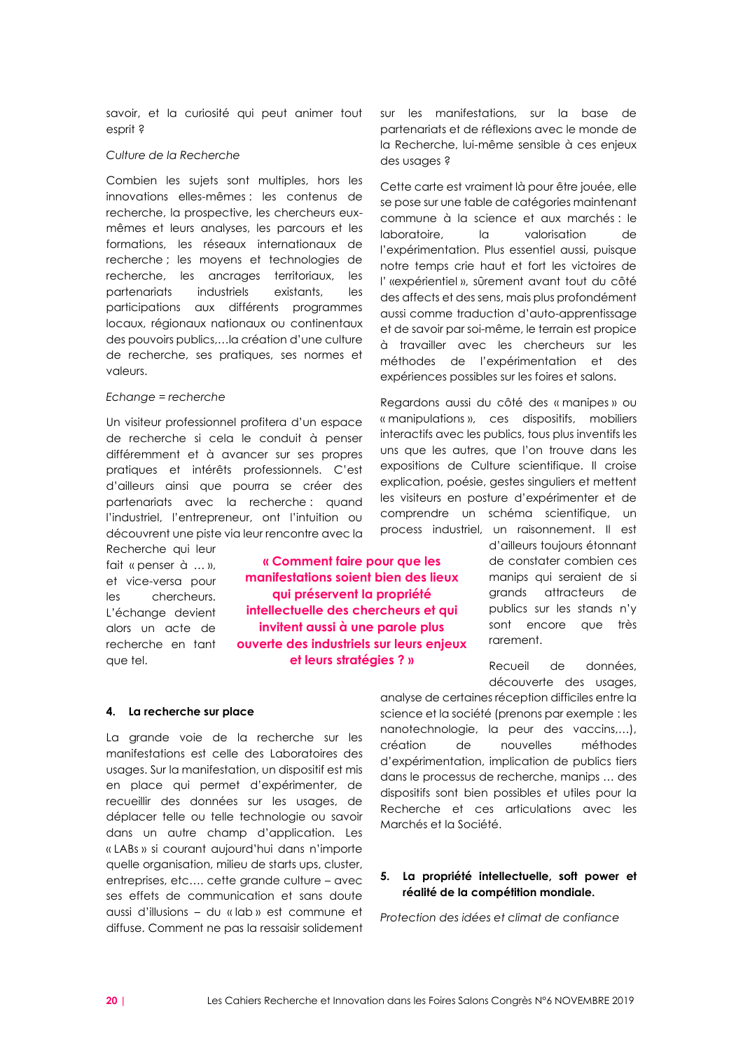savoir, et la curiosité qui peut animer tout esprit ?

*Culture de la Recherche*

Combien les sujets sont multiples, hors les innovations elles-mêmes : les contenus de recherche, la prospective, les chercheurs eux-mêmes et leurs analyses, les parcours et les formations, les réseaux internationaux de recherche ; les moyens et technologies de recherche, les ancrages territoriaux, les partenariats industriels existants, les participations aux différents programmes locaux, régionaux nationaux ou continentaux des pouvoirs publics,…la création d'une culture de recherche, ses pratiques, ses normes et valeurs.

*Echange = recherche*

Un visiteur professionnel profitera d'un espace de recherche si cela le conduit à penser différemment et à avancer sur ses propres pratiques et intérêts professionnels. C'est d'ailleurs ainsi que pourra se créer des partenariats avec la recherche : quand l'industriel, l'entrepreneur, ont l'intuition ou découvrent une piste via leur rencontre avec la Recherche qui leur fait « penser à … », et vice-versa pour les chercheurs. L'échange devient alors un acte de recherche en tant que tel.

**« Comment faire pour que les manifestations soient bien des lieux qui préservent la propriété intellectuelle des chercheurs et qui invitent aussi à une parole plus ouverte des industriels sur leurs enjeux et leurs stratégies ? »**

## 4. La recherche sur place

La grande voie de la recherche sur les manifestations est celle des Laboratoires des usages. Sur la manifestation, un dispositif est mis en place qui permet d'expérimenter, de recueillir des données sur les usages, de déplacer telle ou telle technologie ou savoir dans un autre champ d'application. Les « LABs » si courant aujourd'hui dans n'importe quelle organisation, milieu de starts ups, cluster, entreprises, etc…. cette grande culture – avec ses effets de communication et sans doute aussi d'illusions – du « lab » est commune et diffuse. Comment ne pas la ressaisir solidement sur les manifestations, sur la base de partenariats et de réflexions avec le monde de la Recherche, lui-même sensible à ces enjeux des usages ?

Cette carte est vraiment là pour être jouée, elle se pose sur une table de catégories maintenant commune à la science et aux marchés : le laboratoire, la valorisation de l'expérimentation. Plus essentiel aussi, puisque notre temps crie haut et fort les victoires de l' «expérientiel », sûrement avant tout du côté des affects et des sens, mais plus profondément aussi comme traduction d'auto-apprentissage et de savoir par soi-même, le terrain est propice à travailler avec les chercheurs sur les méthodes de l'expérimentation et des expériences possibles sur les foires et salons.

Regardons aussi du côté des « manipes » ou « manipulations », ces dispositifs, mobiliers interactifs avec les publics, tous plus inventifs les uns que les autres, que l'on trouve dans les expositions de Culture scientifique. Il croise explication, poésie, gestes singuliers et mettent les visiteurs en posture d'expérimenter et de comprendre un schéma scientifique, un process industriel, un raisonnement. Il est d'ailleurs toujours étonnant de constater combien ces manips qui seraient de si grands attracteurs de publics sur les stands n'y sont encore que très rarement.

Recueil de données, découverte des usages, analyse de certaines réception difficiles entre la science et la société (prenons par exemple : les nanotechnologie, la peur des vaccins,…), création de nouvelles méthodes d'expérimentation, implication de publics tiers dans le processus de recherche, manips … des dispositifs sont bien possibles et utiles pour la Recherche et ces articulations avec les Marchés et la Société.

## 5. La propriété intellectuelle, soft power et réalité de la compétition mondiale.

*Protection des idées et climat de confiance*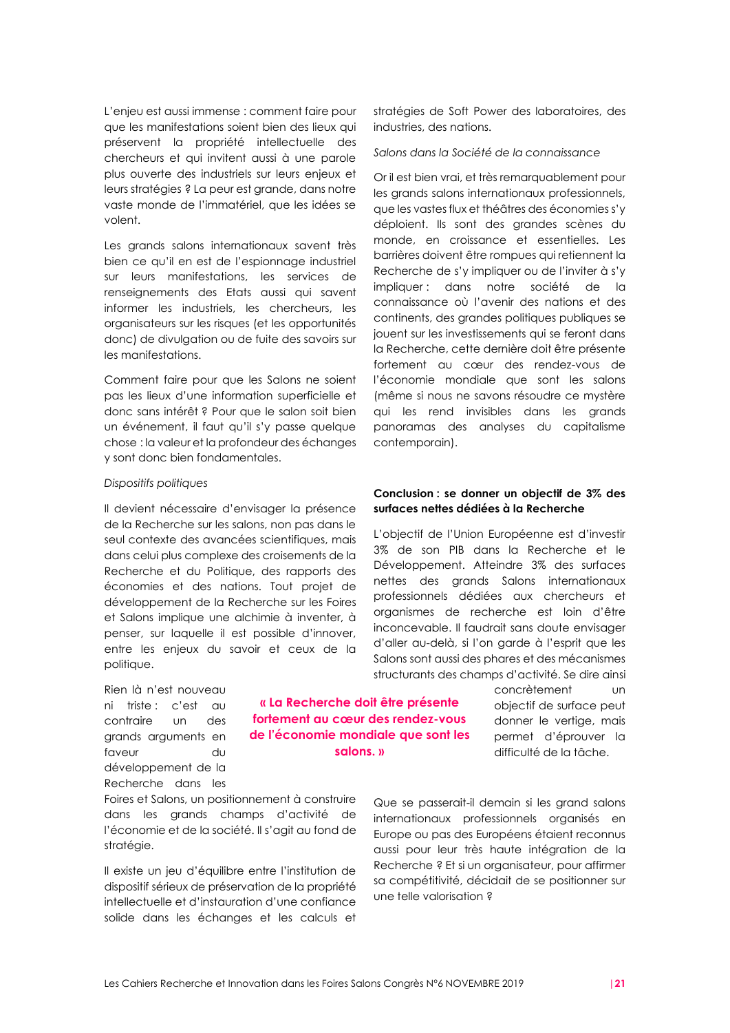L'enjeu est aussi immense : comment faire pour que les manifestations soient bien des lieux qui préservent la propriété intellectuelle des chercheurs et qui invitent aussi à une parole plus ouverte des industriels sur leurs enjeux et leurs stratégies ? La peur est grande, dans notre vaste monde de l'immatériel, que les idées se volent.

Les grands salons internationaux savent très bien ce qu'il en est de l'espionnage industriel sur leurs manifestations, les services de renseignements des Etats aussi qui savent informer les industriels, les chercheurs, les organisateurs sur les risques (et les opportunités donc) de divulgation ou de fuite des savoirs sur les manifestations.

Comment faire pour que les Salons ne soient pas les lieux d'une information superficielle et donc sans intérêt ? Pour que le salon soit bien un événement, il faut qu'il s'y passe quelque chose : la valeur et la profondeur des échanges y sont donc bien fondamentales.

*Dispositifs politiques*

Il devient nécessaire d'envisager la présence de la Recherche sur les salons, non pas dans le seul contexte des avancées scientifiques, mais dans celui plus complexe des croisements de la Recherche et du Politique, des rapports des économies et des nations. Tout projet de développement de la Recherche sur les Foires et Salons implique une alchimie à inventer, à penser, sur laquelle il est possible d'innover, entre les enjeux du savoir et ceux de la politique.

Rien là n'est nouveau ni triste : c'est au contraire un des grands arguments en faveur du développement de la Recherche dans les Foires et Salons, un positionnement à construire dans les grands champs d'activité de l'économie et de la société. Il s'agit au fond de stratégie.

> **« La Recherche doit être présente fortement au cœur des rendez-vous de l'économie mondiale que sont les salons. »**

Il existe un jeu d'équilibre entre l'institution de dispositif sérieux de préservation de la propriété intellectuelle et d'instauration d'une confiance solide dans les échanges et les calculs et stratégies de Soft Power des laboratoires, des industries, des nations.

*Salons dans la Société de la connaissance*

Or il est bien vrai, et très remarquablement pour les grands salons internationaux professionnels, que les vastes flux et théâtres des économies s'y déploient. Ils sont des grandes scènes du monde, en croissance et essentielles. Les barrières doivent être rompues qui retiennent la Recherche de s'y impliquer ou de l'inviter à s'y impliquer : dans notre société de la connaissance où l'avenir des nations et des continents, des grandes politiques publiques se jouent sur les investissements qui se feront dans la Recherche, cette dernière doit être présente fortement au cœur des rendez-vous de l'économie mondiale que sont les salons (même si nous ne savons résoudre ce mystère qui les rend invisibles dans les grands panoramas des analyses du capitalisme contemporain).

**Conclusion : se donner un objectif de 3% des surfaces nettes dédiées à la Recherche**

L'objectif de l'Union Européenne est d'investir 3% de son PIB dans la Recherche et le Développement. Atteindre 3% des surfaces nettes des grands Salons internationaux professionnels dédiées aux chercheurs et organismes de recherche est loin d'être inconcevable. Il faudrait sans doute envisager d'aller au-delà, si l'on garde à l'esprit que les Salons sont aussi des phares et des mécanismes structurants des champs d'activité. Se dire ainsi concrètement un objectif de surface peut donner le vertige, mais permet d'éprouver la difficulté de la tâche.

Que se passerait-il demain si les grand salons internationaux professionnels organisés en Europe ou pas des Européens étaient reconnus aussi pour leur très haute intégration de la Recherche ? Et si un organisateur, pour affirmer sa compétitivité, décidait de se positionner sur une telle valorisation ?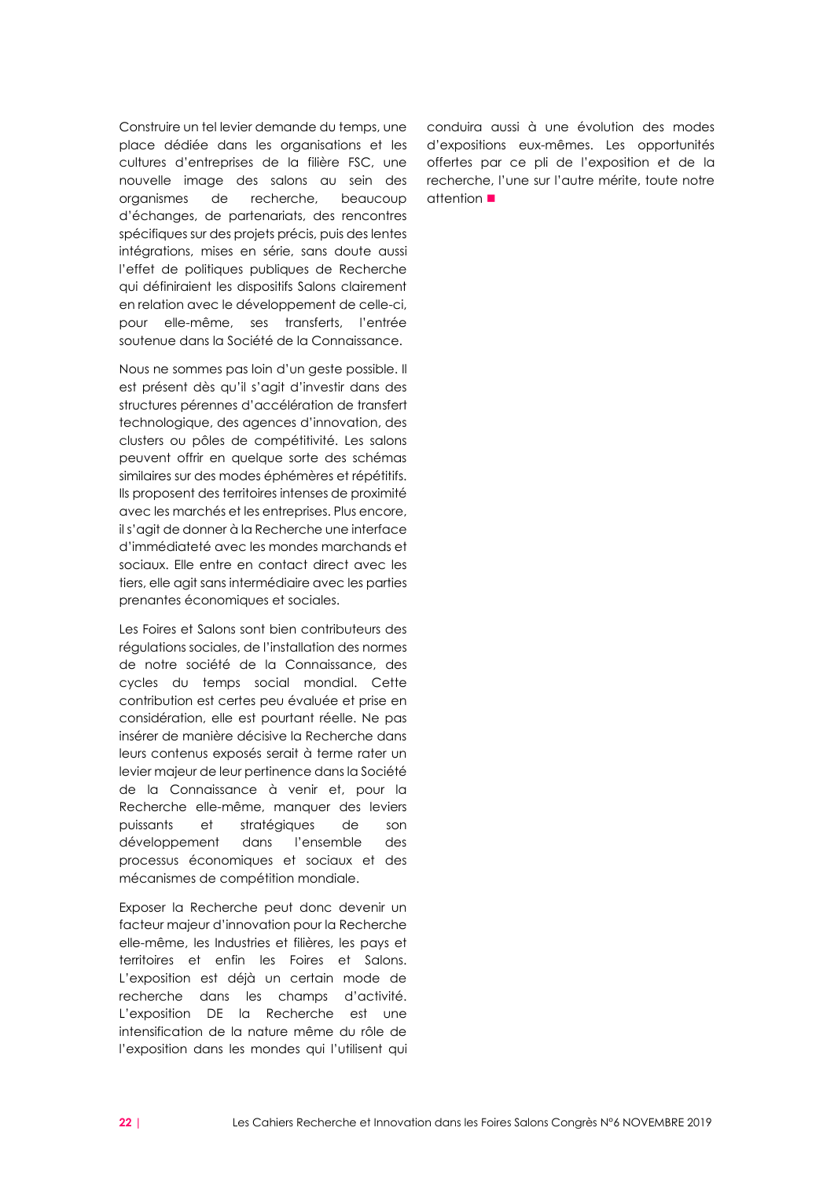Construire un tel levier demande du temps, une place dédiée dans les organisations et les cultures d'entreprises de la filière FSC, une nouvelle image des salons au sein des organismes de recherche, beaucoup d'échanges, de partenariats, des rencontres spécifiques sur des projets précis, puis des lentes intégrations, mises en série, sans doute aussi l'effet de politiques publiques de Recherche qui définiraient les dispositifs Salons clairement en relation avec le développement de celle-ci, pour elle-même, ses transferts, l'entrée soutenue dans la Société de la Connaissance.

Nous ne sommes pas loin d'un geste possible. Il est présent dès qu'il s'agit d'investir dans des structures pérennes d'accélération de transfert technologique, des agences d'innovation, des clusters ou pôles de compétitivité. Les salons peuvent offrir en quelque sorte des schémas similaires sur des modes éphémères et répétitifs. Ils proposent des territoires intenses de proximité avec les marchés et les entreprises. Plus encore, il s'agit de donner à la Recherche une interface d'immédiateté avec les mondes marchands et sociaux. Elle entre en contact direct avec les tiers, elle agit sans intermédiaire avec les parties prenantes économiques et sociales.

Les Foires et Salons sont bien contributeurs des régulations sociales, de l'installation des normes de notre société de la Connaissance, des cycles du temps social mondial. Cette contribution est certes peu évaluée et prise en considération, elle est pourtant réelle. Ne pas insérer de manière décisive la Recherche dans leurs contenus exposés serait à terme rater un levier majeur de leur pertinence dans la Société de la Connaissance à venir et, pour la Recherche elle-même, manquer des leviers puissants et stratégiques de son développement dans l'ensemble des processus économiques et sociaux et des mécanismes de compétition mondiale.

Exposer la Recherche peut donc devenir un facteur majeur d'innovation pour la Recherche elle-même, les Industries et filières, les pays et territoires et enfin les Foires et Salons. L'exposition est déjà un certain mode de recherche dans les champs d'activité. L'exposition DE la Recherche est une intensification de la nature même du rôle de l'exposition dans les mondes qui l'utilisent qui conduira aussi à une évolution des modes d'expositions eux-mêmes. Les opportunités offertes par ce pli de l'exposition et de la recherche, l'une sur l'autre mérite, toute notre attention ■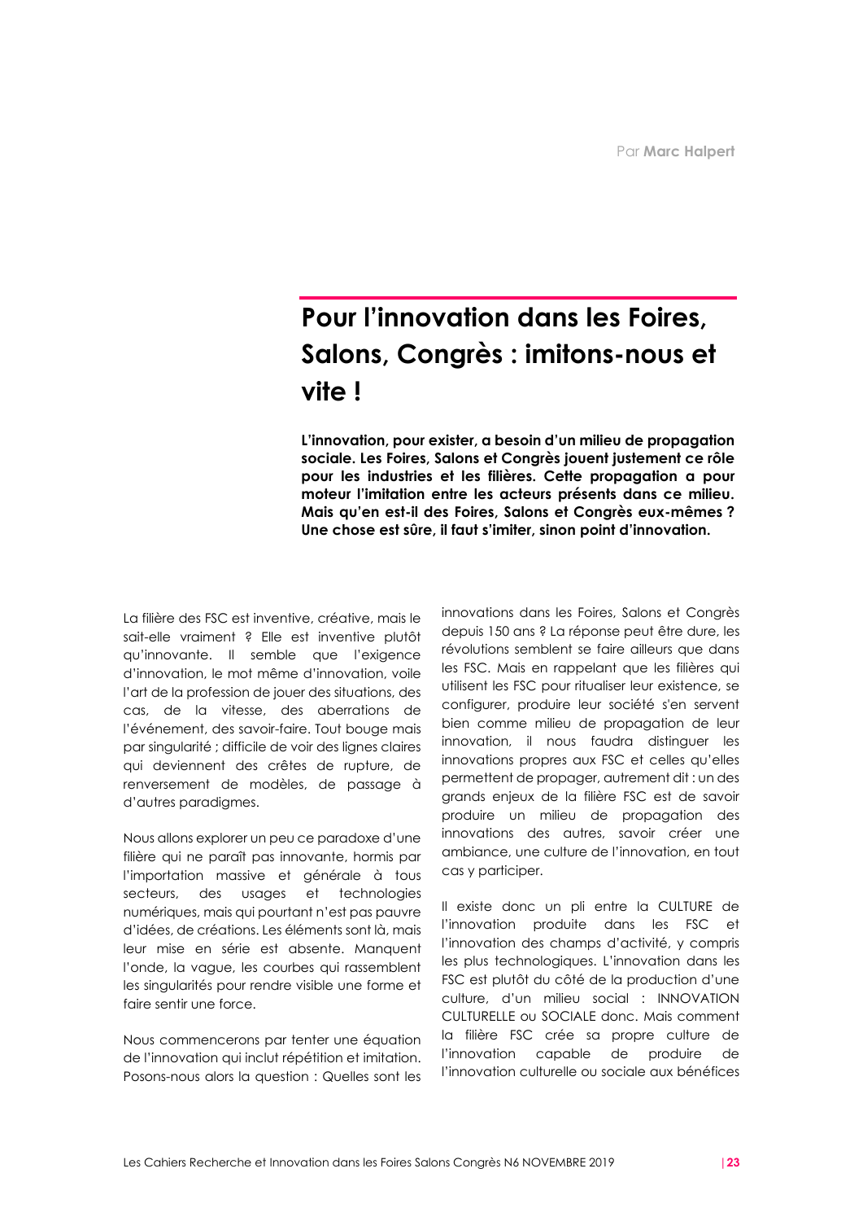Par **Marc Halpert**

# Pour l'innovation dans les Foires, Salons, Congrès : imitons-nous et vite !

**L'innovation, pour exister, a besoin d'un milieu de propagation sociale. Les Foires, Salons et Congrès jouent justement ce rôle pour les industries et les filières. Cette propagation a pour moteur l'imitation entre les acteurs présents dans ce milieu. Mais qu'en est-il des Foires, Salons et Congrès eux-mêmes ? Une chose est sûre, il faut s'imiter, sinon point d'innovation.**

La filière des FSC est inventive, créative, mais le sait-elle vraiment ? Elle est inventive plutôt qu'innovante. Il semble que l'exigence d'innovation, le mot même d'innovation, voile l'art de la profession de jouer des situations, des cas, de la vitesse, des aberrations de l'événement, des savoir-faire. Tout bouge mais par singularité ; difficile de voir des lignes claires qui deviennent des crêtes de rupture, de renversement de modèles, de passage à d'autres paradigmes.

Nous allons explorer un peu ce paradoxe d'une filière qui ne paraît pas innovante, hormis par l'importation massive et générale à tous secteurs, des usages et technologies numériques, mais qui pourtant n'est pas pauvre d'idées, de créations. Les éléments sont là, mais leur mise en série est absente. Manquent l'onde, la vague, les courbes qui rassemblent les singularités pour rendre visible une forme et faire sentir une force.

Nous commencerons par tenter une équation de l'innovation qui inclut répétition et imitation. Posons-nous alors la question : Quelles sont les innovations dans les Foires, Salons et Congrès depuis 150 ans ? La réponse peut être dure, les révolutions semblent se faire ailleurs que dans les FSC. Mais en rappelant que les filières qui utilisent les FSC pour ritualiser leur existence, se configurer, produire leur société s'en servent bien comme milieu de propagation de leur innovation, il nous faudra distinguer les innovations propres aux FSC et celles qu'elles permettent de propager, autrement dit : un des grands enjeux de la filière FSC est de savoir produire un milieu de propagation des innovations des autres, savoir créer une ambiance, une culture de l'innovation, en tout cas y participer.

Il existe donc un pli entre la CULTURE de l'innovation produite dans les FSC et l'innovation des champs d'activité, y compris les plus technologiques. L'innovation dans les FSC est plutôt du côté de la production d'une culture, d'un milieu social : INNOVATION CULTURELLE ou SOCIALE donc. Mais comment la filière FSC crée sa propre culture de l'innovation capable de produire de l'innovation culturelle ou sociale aux bénéfices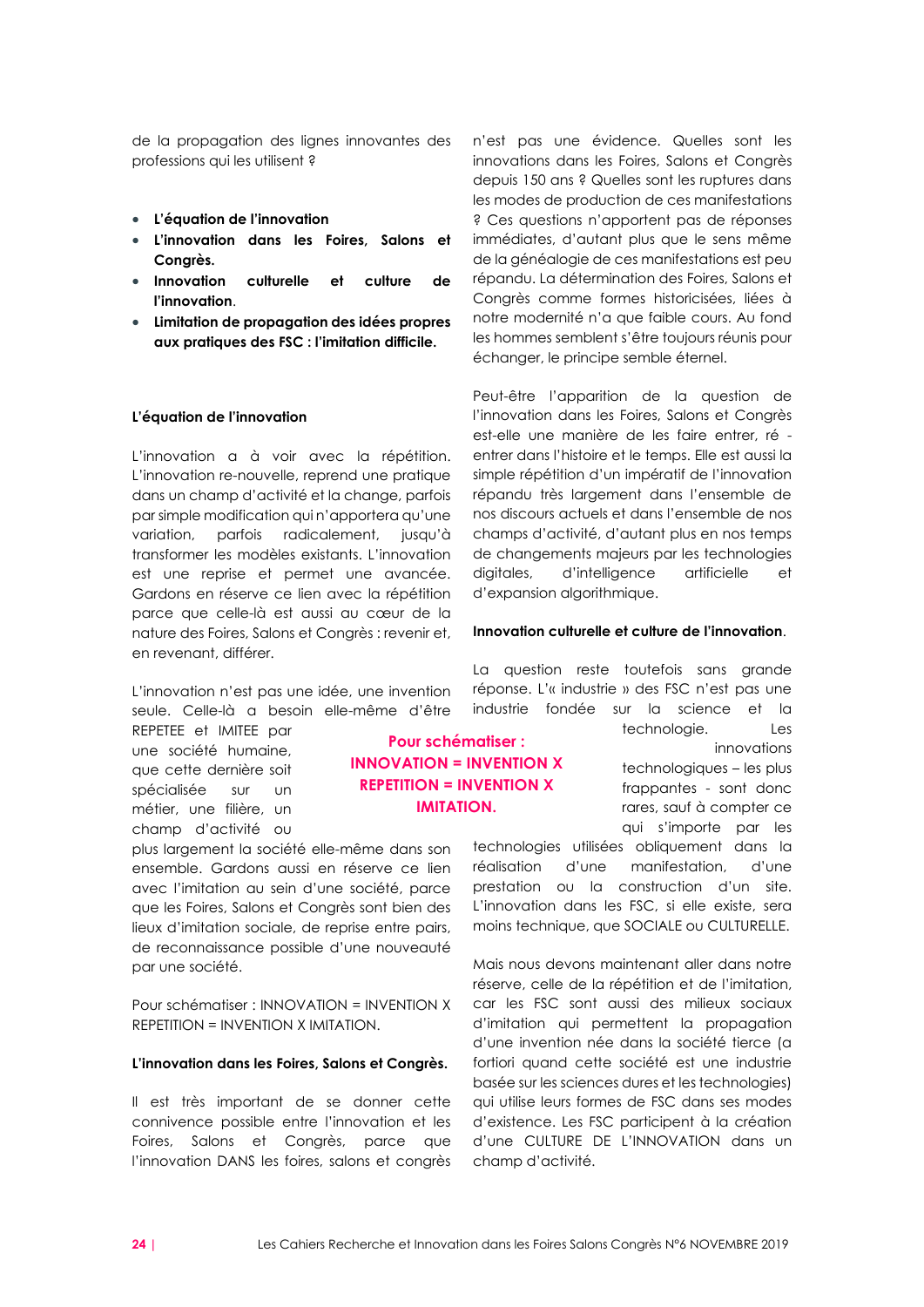de la propagation des lignes innovantes des professions qui les utilisent ?

- **L'équation de l'innovation**
- **L'innovation dans les Foires, Salons et Congrès.**
- **Innovation culturelle et culture de l'innovation**.
- **Limitation de propagation des idées propres aux pratiques des FSC : l'imitation difficile.**

**L'équation de l'innovation**

L'innovation a à voir avec la répétition. L'innovation re-nouvelle, reprend une pratique dans un champ d'activité et la change, parfois par simple modification qui n'apportera qu'une variation, parfois radicalement, jusqu'à transformer les modèles existants. L'innovation est une reprise et permet une avancée. Gardons en réserve ce lien avec la répétition parce que celle-là est aussi au cœur de la nature des Foires, Salons et Congrès : revenir et, en revenant, différer.

L'innovation n'est pas une idée, une invention seule. Celle-là a besoin elle-même d'être REPETEE et IMITEE par une société humaine, que cette dernière soit spécialisée sur un métier, une filière, un champ d'activité ou plus largement la société elle-même dans son ensemble. Gardons aussi en réserve ce lien avec l'imitation au sein d'une société, parce que les Foires, Salons et Congrès sont bien des lieux d'imitation sociale, de reprise entre pairs, de reconnaissance possible d'une nouveauté par une société.

**Pour schématiser : INNOVATION = INVENTION X REPETITION = INVENTION X IMITATION.**

Pour schématiser : INNOVATION = INVENTION X REPETITION = INVENTION X IMITATION.

**L'innovation dans les Foires, Salons et Congrès.**

Il est très important de se donner cette connivence possible entre l'innovation et les Foires, Salons et Congrès, parce que l'innovation DANS les foires, salons et congrès n'est pas une évidence. Quelles sont les innovations dans les Foires, Salons et Congrès depuis 150 ans ? Quelles sont les ruptures dans les modes de production de ces manifestations ? Ces questions n'apportent pas de réponses immédiates, d'autant plus que le sens même de la généalogie de ces manifestations est peu répandu. La détermination des Foires, Salons et Congrès comme formes historicisées, liées à notre modernité n'a que faible cours. Au fond les hommes semblent s'être toujours réunis pour échanger, le principe semble éternel.

Peut-être l'apparition de la question de l'innovation dans les Foires, Salons et Congrès est-elle une manière de les faire entrer, ré - entrer dans l'histoire et le temps. Elle est aussi la simple répétition d'un impératif de l'innovation répandu très largement dans l'ensemble de nos discours actuels et dans l'ensemble de nos champs d'activité, d'autant plus en nos temps de changements majeurs par les technologies digitales, d'intelligence artificielle et d'expansion algorithmique.

**Innovation culturelle et culture de l'innovation**.

La question reste toutefois sans grande réponse. L'« industrie » des FSC n'est pas une industrie fondée sur la science et la technologie. Les innovations technologiques – les plus frappantes - sont donc rares, sauf à compter ce qui s'importe par les technologies utilisées obliquement dans la réalisation d'une manifestation, d'une prestation ou la construction d'un site. L'innovation dans les FSC, si elle existe, sera moins technique, que SOCIALE ou CULTURELLE.

Mais nous devons maintenant aller dans notre réserve, celle de la répétition et de l'imitation, car les FSC sont aussi des milieux sociaux d'imitation qui permettent la propagation d'une invention née dans la société tierce (a fortiori quand cette société est une industrie basée sur les sciences dures et les technologies) qui utilise leurs formes de FSC dans ses modes d'existence. Les FSC participent à la création d'une CULTURE DE L'INNOVATION dans un champ d'activité.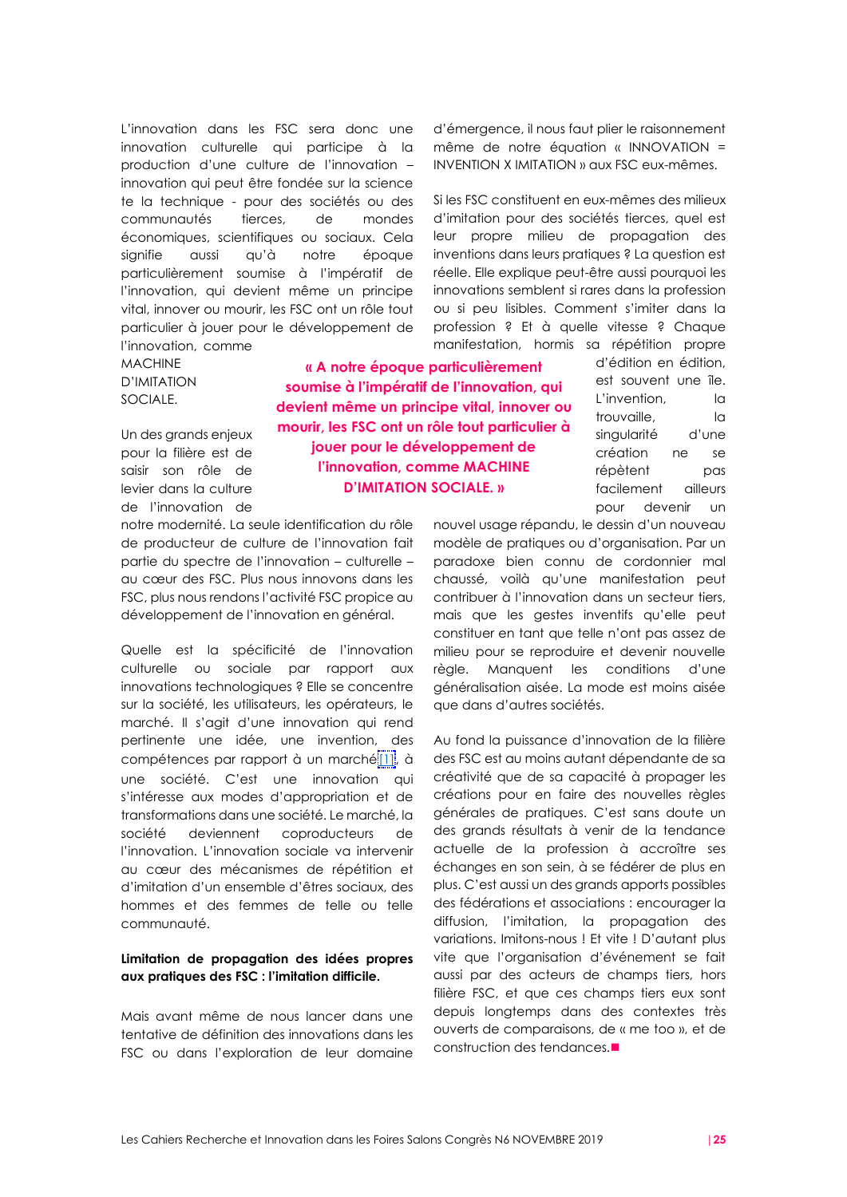L'innovation dans les FSC sera donc une innovation culturelle qui participe à la production d'une culture de l'innovation – innovation qui peut être fondée sur la science te la technique - pour des sociétés ou des communautés tierces, de mondes économiques, scientifiques ou sociaux. Cela signifie aussi qu'à notre époque particulièrement soumise à l'impératif de l'innovation, qui devient même un principe vital, innover ou mourir, les FSC ont un rôle tout particulier à jouer pour le développement de l'innovation, comme MACHINE D'IMITATION SOCIALE.

**« A notre époque particulièrement soumise à l'impératif de l'innovation, qui devient même un principe vital, innover ou mourir, les FSC ont un rôle tout particulier à jouer pour le développement de l'innovation, comme MACHINE D'IMITATION SOCIALE. »**

Un des grands enjeux pour la filière est de saisir son rôle de levier dans la culture de l'innovation de notre modernité. La seule identification du rôle de producteur de culture de l'innovation fait partie du spectre de l'innovation – culturelle – au cœur des FSC. Plus nous innovons dans les FSC, plus nous rendons l'activité FSC propice au développement de l'innovation en général.

Quelle est la spécificité de l'innovation culturelle ou sociale par rapport aux innovations technologiques ? Elle se concentre sur la société, les utilisateurs, les opérateurs, le marché. Il s'agit d'une innovation qui rend pertinente une idée, une invention, des compétences par rapport à un marché[1], à une société. C'est une innovation qui s'intéresse aux modes d'appropriation et de transformations dans une société. Le marché, la société deviennent coproducteurs de l'innovation. L'innovation sociale va intervenir au cœur des mécanismes de répétition et d'imitation d'un ensemble d'êtres sociaux, des hommes et des femmes de telle ou telle communauté.

**Limitation de propagation des idées propres aux pratiques des FSC : l'imitation difficile.**

Mais avant même de nous lancer dans une tentative de définition des innovations dans les FSC ou dans l'exploration de leur domaine d'émergence, il nous faut plier le raisonnement même de notre équation « INNOVATION = INVENTION X IMITATION » aux FSC eux-mêmes.

Si les FSC constituent en eux-mêmes des milieux d'imitation pour des sociétés tierces, quel est leur propre milieu de propagation des inventions dans leurs pratiques ? La question est réelle. Elle explique peut-être aussi pourquoi les innovations semblent si rares dans la profession ou si peu lisibles. Comment s'imiter dans la profession ? Et à quelle vitesse ? Chaque manifestation, hormis sa répétition propre d'édition en édition, est souvent une île. L'invention, la trouvaille, la singularité d'une création ne se répètent pas facilement ailleurs pour devenir un nouvel usage répandu, le dessin d'un nouveau modèle de pratiques ou d'organisation. Par un paradoxe bien connu de cordonnier mal chaussé, voilà qu'une manifestation peut contribuer à l'innovation dans un secteur tiers, mais que les gestes inventifs qu'elle peut constituer en tant que telle n'ont pas assez de milieu pour se reproduire et devenir nouvelle règle. Manquent les conditions d'une généralisation aisée. La mode est moins aisée que dans d'autres sociétés.

Au fond la puissance d'innovation de la filière des FSC est au moins autant dépendante de sa créativité que de sa capacité à propager les créations pour en faire des nouvelles règles générales de pratiques. C'est sans doute un des grands résultats à venir de la tendance actuelle de la profession à accroître ses échanges en son sein, à se fédérer de plus en plus. C'est aussi un des grands apports possibles des fédérations et associations : encourager la diffusion, l'imitation, la propagation des variations. Imitons-nous ! Et vite ! D'autant plus vite que l'organisation d'événement se fait aussi par des acteurs de champs tiers, hors filière FSC, et que ces champs tiers eux sont depuis longtemps dans des contextes très ouverts de comparaisons, de « me too », et de construction des tendances.■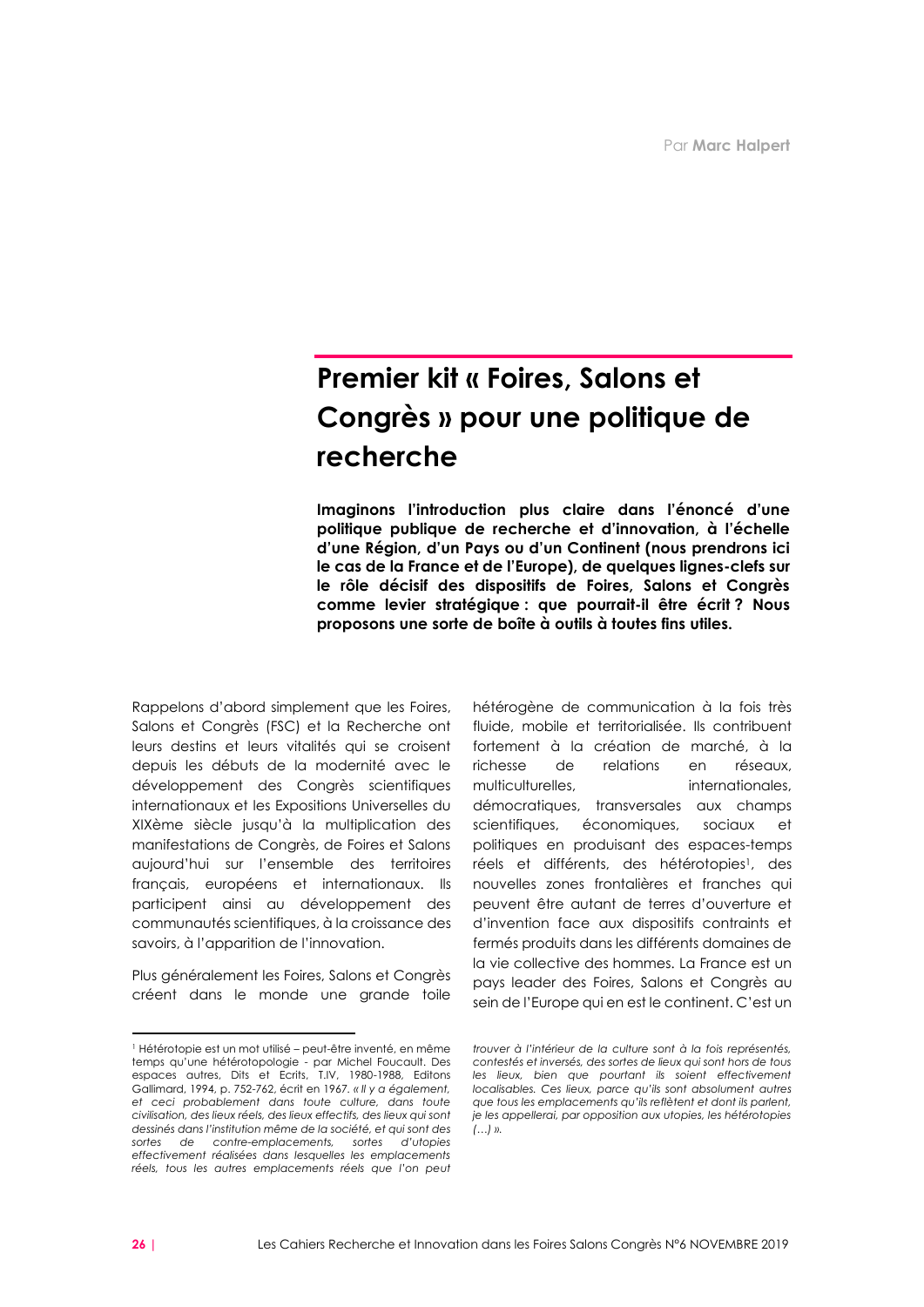Par **Marc Halpert**

# Premier kit « Foires, Salons et Congrès » pour une politique de recherche

**Imaginons l'introduction plus claire dans l'énoncé d'une politique publique de recherche et d'innovation, à l'échelle d'une Région, d'un Pays ou d'un Continent (nous prendrons ici le cas de la France et de l'Europe), de quelques lignes-clefs sur le rôle décisif des dispositifs de Foires, Salons et Congrès comme levier stratégique : que pourrait-il être écrit ? Nous proposons une sorte de boîte à outils à toutes fins utiles.**

Rappelons d'abord simplement que les Foires, Salons et Congrès (FSC) et la Recherche ont leurs destins et leurs vitalités qui se croisent depuis les débuts de la modernité avec le développement des Congrès scientifiques internationaux et les Expositions Universelles du XIXème siècle jusqu'à la multiplication des manifestations de Congrès, de Foires et Salons aujourd'hui sur l'ensemble des territoires français, européens et internationaux. Ils participent ainsi au développement des communautés scientifiques, à la croissance des savoirs, à l'apparition de l'innovation.

Plus généralement les Foires, Salons et Congrès créent dans le monde une grande toile hétérogène de communication à la fois très fluide, mobile et territorialisée. Ils contribuent fortement à la création de marché, à la richesse de relations en réseaux, multiculturelles, internationales, démocratiques, transversales aux champs scientifiques, économiques, sociaux et politiques en produisant des espaces-temps réels et différents, des hétérotopies[1], des nouvelles zones frontalières et franches qui peuvent être autant de terres d'ouverture et d'invention face aux dispositifs contraints et fermés produits dans les différents domaines de la vie collective des hommes. La France est un pays leader des Foires, Salons et Congrès au sein de l'Europe qui en est le continent. C'est un

---

[1] Hétérotopie est un mot utilisé – peut-être inventé, en même temps qu'une hétérotopologie - par Michel Foucault. Des espaces autres, Dits et Ecrits, T.IV, 1980-1988, Editons Gallimard, 1994, p. 752-762, écrit en 1967. *« Il y a également, et ceci probablement dans toute culture, dans toute civilisation, des lieux réels, des lieux effectifs, des lieux qui sont dessinés dans l'institution même de la société, et qui sont des sortes de contre-emplacements, sortes d'utopies effectivement réalisées dans lesquelles les emplacements réels, tous les autres emplacements réels que l'on peut trouver à l'intérieur de la culture sont à la fois représentés, contestés et inversés, des sortes de lieux qui sont hors de tous les lieux, bien que pourtant ils soient effectivement localisables. Ces lieux, parce qu'ils sont absolument autres que tous les emplacements qu'ils reflètent et dont ils parlent, je les appellerai, par opposition aux utopies, les hétérotopies (…) ».*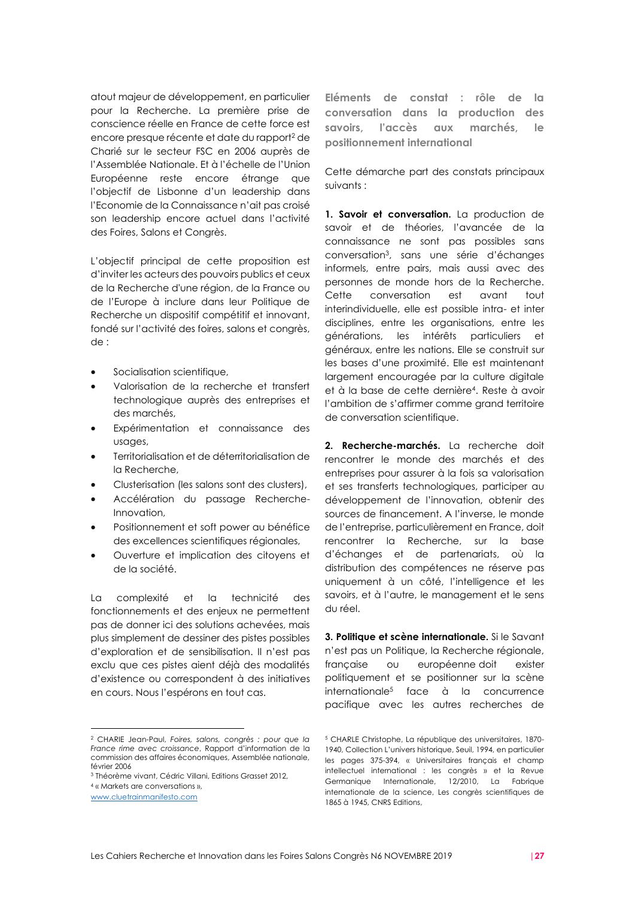atout majeur de développement, en particulier pour la Recherche. La première prise de conscience réelle en France de cette force est encore presque récente et date du rapport[2] de Charié sur le secteur FSC en 2006 auprès de l'Assemblée Nationale. Et à l'échelle de l'Union Européenne reste encore étrange que l'objectif de Lisbonne d'un leadership dans l'Economie de la Connaissance n'ait pas croisé son leadership encore actuel dans l'activité des Foires, Salons et Congrès.

L'objectif principal de cette proposition est d'inviter les acteurs des pouvoirs publics et ceux de la Recherche d'une région, de la France ou de l'Europe à inclure dans leur Politique de Recherche un dispositif compétitif et innovant, fondé sur l'activité des foires, salons et congrès, de :

- Socialisation scientifique,
- Valorisation de la recherche et transfert technologique auprès des entreprises et des marchés,
- Expérimentation et connaissance des usages,
- Territorialisation et de déterritorialisation de la Recherche,
- Clusterisation (les salons sont des clusters),
- Accélération du passage Recherche-Innovation,
- Positionnement et soft power au bénéfice des excellences scientifiques régionales,
- Ouverture et implication des citoyens et de la société.

La complexité et la technicité des fonctionnements et des enjeux ne permettent pas de donner ici des solutions achevées, mais plus simplement de dessiner des pistes possibles d'exploration et de sensibilisation. Il n'est pas exclu que ces pistes aient déjà des modalités d'existence ou correspondent à des initiatives en cours. Nous l'espérons en tout cas.

### Eléments de constat : rôle de la conversation dans la production des savoirs, l'accès aux marchés, le positionnement international

Cette démarche part des constats principaux suivants :

**1. Savoir et conversation.** La production de savoir et de théories, l'avancée de la connaissance ne sont pas possibles sans conversation[3], sans une série d'échanges informels, entre pairs, mais aussi avec des personnes de monde hors de la Recherche. Cette conversation est avant tout interindividuelle, elle est possible intra- et inter disciplines, entre les organisations, entre les générations, les intérêts particuliers et généraux, entre les nations. Elle se construit sur les bases d'une proximité. Elle est maintenant largement encouragée par la culture digitale et à la base de cette dernière[4]. Reste à avoir l'ambition de s'affirmer comme grand territoire de conversation scientifique.

**2. Recherche-marchés.** La recherche doit rencontrer le monde des marchés et des entreprises pour assurer à la fois sa valorisation et ses transferts technologiques, participer au développement de l'innovation, obtenir des sources de financement. A l'inverse, le monde de l'entreprise, particulièrement en France, doit rencontrer la Recherche, sur la base d'échanges et de partenariats, où la distribution des compétences ne réserve pas uniquement à un côté, l'intelligence et les savoirs, et à l'autre, le management et le sens du réel.

**3. Politique et scène internationale.** Si le Savant n'est pas un Politique, la Recherche régionale, française ou européenne doit exister politiquement et se positionner sur la scène internationale[5] face à la concurrence pacifique avec les autres recherches de

---

[2] CHARIE Jean-Paul, *Foires, salons, congrès : pour que la France rime avec croissance*, Rapport d'information de la commission des affaires économiques, Assemblée nationale, février 2006

[3] Théorème vivant, Cédric Villani, Editions Grasset 2012,

[4] « Markets are conversations », www.cluetrainmanifesto.com

[5] CHARLE Christophe, La république des universitaires, 1870-1940, Collection L'univers historique, Seuil, 1994, en particulier les pages 375-394, « Universitaires français et champ intellectuel international : les congrès » et la Revue Germanique Internationale, 12/2010, La Fabrique internationale de la science, Les congrès scientifiques de 1865 à 1945, CNRS Editions,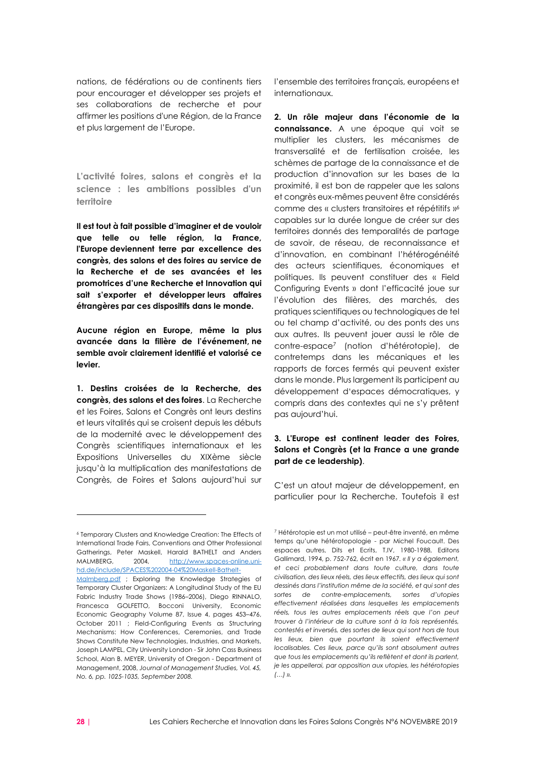nations, de fédérations ou de continents tiers pour encourager et développer ses projets et ses collaborations de recherche et pour affirmer les positions d'une Région, de la France et plus largement de l'Europe.

## L'activité foires, salons et congrès et la science : les ambitions possibles d'un territoire

**Il est tout à fait possible d'imaginer et de vouloir que telle ou telle région, la France, l'Europe deviennent terre par excellence des congrès, des salons et des foires au service de la Recherche et de ses avancées et les promotrices d'une Recherche et Innovation qui sait s'exporter et développer leurs affaires étrangères par ces dispositifs dans le monde.**

**Aucune région en Europe, même la plus avancée dans la filière de l'événement, ne semble avoir clairement identifié et valorisé ce levier.**

**1. Destins croisées de la Recherche, des congrès, des salons et des foires**. La Recherche et les Foires, Salons et Congrès ont leurs destins et leurs vitalités qui se croisent depuis les débuts de la modernité avec le développement des Congrès scientifiques internationaux et les Expositions Universelles du XIXème siècle jusqu'à la multiplication des manifestations de Congrès, de Foires et Salons aujourd'hui sur l'ensemble des territoires français, européens et internationaux.

**2. Un rôle majeur dans l'économie de la connaissance.** A une époque qui voit se multiplier les clusters, les mécanismes de transversalité et de fertilisation croisée, les schèmes de partage de la connaissance et de production d'innovation sur les bases de la proximité, il est bon de rappeler que les salons et congrès eux-mêmes peuvent être considérés comme des « clusters transitoires et répétitifs »[6] capables sur la durée longue de créer sur des territoires donnés des temporalités de partage de savoir, de réseau, de reconnaissance et d'innovation, en combinant l'hétérogénéité des acteurs scientifiques, économiques et politiques. Ils peuvent constituer des « Field Configuring Events » dont l'efficacité joue sur l'évolution des filières, des marchés, des pratiques scientifiques ou technologiques de tel ou tel champ d'activité, ou des ponts des uns aux autres. Ils peuvent jouer aussi le rôle de contre-espace[7] (notion d'hétérotopie), de contretemps dans les mécaniques et les rapports de forces fermés qui peuvent exister dans le monde. Plus largement ils participent au développement d'espaces démocratiques, y compris dans des contextes qui ne s'y prêtent pas aujourd'hui.

**3. L'Europe est continent leader des Foires, Salons et Congrès (et la France a une grande part de ce leadership)**.

C'est un atout majeur de développement, en particulier pour la Recherche. Toutefois il est

---

[6] Temporary Clusters and Knowledge Creation: The Effects of International Trade Fairs, Conventions and Other Professional Gatherings, Peter Maskell, Harald BATHELT and Anders MALMBERG, 2004, http://www.spaces-online.uni-hd.de/include/SPACES%202004-04%20Maskell-Bathelt-Malmberg.pdf ; Exploring the Knowledge Strategies of Temporary Cluster Organizers: A Longitudinal Study of the EU Fabric Industry Trade Shows (1986–2006), Diego RINNALO, Francesca GOLFETTO, Bocconi University, Economic Economic Geography Volume 87, Issue 4, pages 453–476, October 2011 ; Field-Configuring Events as Structuring Mechanisms: How Conferences, Ceremonies, and Trade Shows Constitute New Technologies, Industries, and Markets, Joseph LAMPEL, City University London - Sir John Cass Business School, Alan B. MEYER, University of Oregon - Department of Management, 2008, *Journal of Management Studies, Vol. 45, No. 6, pp. 1025-1035, September 2008.*

[7] Hétérotopie est un mot utilisé – peut-être inventé, en même temps qu'une hétérotopologie - par Michel Foucault. Des espaces autres, Dits et Ecrits, T.IV, 1980-1988, Editons Gallimard, 1994, p. 752-762, écrit en 1967. *« Il y a également, et ceci probablement dans toute culture, dans toute civilisation, des lieux réels, des lieux effectifs, des lieux qui sont dessinés dans l'institution même de la société, et qui sont des sortes de contre-emplacements, sortes d'utopies effectivement réalisées dans lesquelles les emplacements réels, tous les autres emplacements réels que l'on peut trouver à l'intérieur de la culture sont à la fois représentés, contestés et inversés, des sortes de lieux qui sont hors de tous les lieux, bien que pourtant ils soient effectivement localisables. Ces lieux, parce qu'ils sont absolument autres que tous les emplacements qu'ils reflètent et dont ils parlent, je les appellerai, par opposition aux utopies, les hétérotopies (…) ».*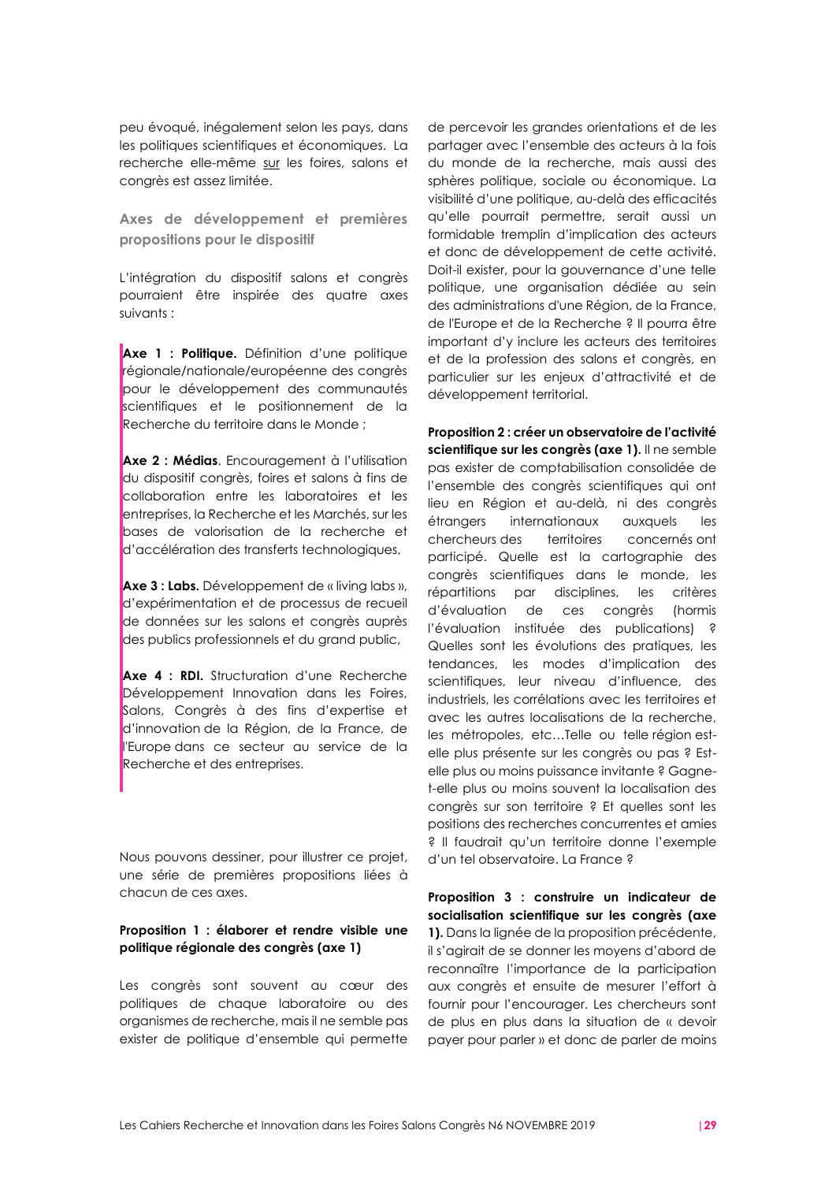peu évoqué, inégalement selon les pays, dans les politiques scientifiques et économiques. La recherche elle-même sur les foires, salons et congrès est assez limitée.

### Axes de développement et premières propositions pour le dispositif

L'intégration du dispositif salons et congrès pourraient être inspirée des quatre axes suivants :

**Axe 1 : Politique.** Définition d'une politique régionale/nationale/européenne des congrès pour le développement des communautés scientifiques et le positionnement de la Recherche du territoire dans le Monde ;

**Axe 2 : Médias**. Encouragement à l'utilisation du dispositif congrès, foires et salons à fins de collaboration entre les laboratoires et les entreprises, la Recherche et les Marchés, sur les bases de valorisation de la recherche et d'accélération des transferts technologiques,

**Axe 3 : Labs.** Développement de « living labs », d'expérimentation et de processus de recueil de données sur les salons et congrès auprès des publics professionnels et du grand public,

**Axe 4 : RDI.** Structuration d'une Recherche Développement Innovation dans les Foires, Salons, Congrès à des fins d'expertise et d'innovation de la Région, de la France, de l'Europe dans ce secteur au service de la Recherche et des entreprises.

Nous pouvons dessiner, pour illustrer ce projet, une série de premières propositions liées à chacun de ces axes.

**Proposition 1 : élaborer et rendre visible une politique régionale des congrès (axe 1)**

Les congrès sont souvent au cœur des politiques de chaque laboratoire ou des organismes de recherche, mais il ne semble pas exister de politique d'ensemble qui permette de percevoir les grandes orientations et de les partager avec l'ensemble des acteurs à la fois du monde de la recherche, mais aussi des sphères politique, sociale ou économique. La visibilité d'une politique, au-delà des efficacités qu'elle pourrait permettre, serait aussi un formidable tremplin d'implication des acteurs et donc de développement de cette activité. Doit-il exister, pour la gouvernance d'une telle politique, une organisation dédiée au sein des administrations d'une Région, de la France, de l'Europe et de la Recherche ? Il pourra être important d'y inclure les acteurs des territoires et de la profession des salons et congrès, en particulier sur les enjeux d'attractivité et de développement territorial.

**Proposition 2 : créer un observatoire de l'activité scientifique sur les congrès (axe 1).** Il ne semble pas exister de comptabilisation consolidée de l'ensemble des congrès scientifiques qui ont lieu en Région et au-delà, ni des congrès étrangers internationaux auxquels les chercheurs des territoires concernés ont participé. Quelle est la cartographie des congrès scientifiques dans le monde, les répartitions par disciplines, les critères d'évaluation de ces congrès (hormis l'évaluation instituée des publications) ? Quelles sont les évolutions des pratiques, les tendances, les modes d'implication des scientifiques, leur niveau d'influence, des industriels, les corrélations avec les territoires et avec les autres localisations de la recherche, les métropoles, etc…Telle ou telle région est-elle plus présente sur les congrès ou pas ? Est-elle plus ou moins puissance invitante ? Gagne-t-elle plus ou moins souvent la localisation des congrès sur son territoire ? Et quelles sont les positions des recherches concurrentes et amies ? Il faudrait qu'un territoire donne l'exemple d'un tel observatoire. La France ?

**Proposition 3 : construire un indicateur de socialisation scientifique sur les congrès (axe 1).** Dans la lignée de la proposition précédente, il s'agirait de se donner les moyens d'abord de reconnaître l'importance de la participation aux congrès et ensuite de mesurer l'effort à fournir pour l'encourager. Les chercheurs sont de plus en plus dans la situation de « devoir payer pour parler » et donc de parler de moins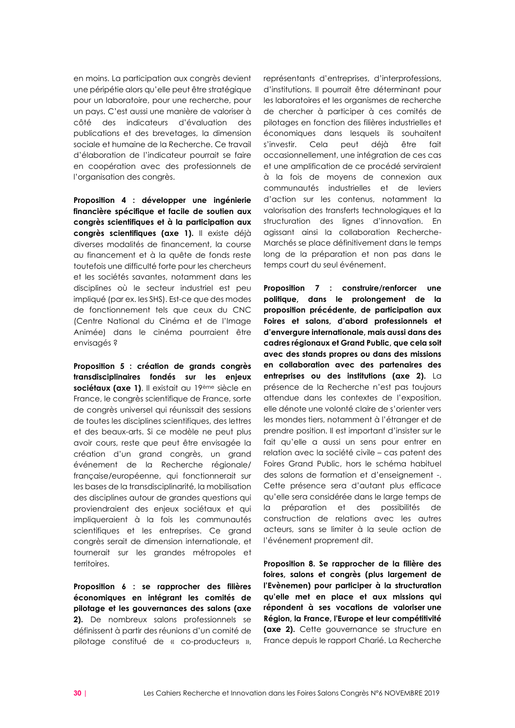en moins. La participation aux congrès devient une péripétie alors qu'elle peut être stratégique pour un laboratoire, pour une recherche, pour un pays. C'est aussi une manière de valoriser à côté des indicateurs d'évaluation des publications et des brevetages, la dimension sociale et humaine de la Recherche. Ce travail d'élaboration de l'indicateur pourrait se faire en coopération avec des professionnels de l'organisation des congrès.

**Proposition 4 : développer une ingénierie financière spécifique et facile de soutien aux congrès scientifiques et à la participation aux congrès scientifiques (axe 1).** Il existe déjà diverses modalités de financement, la course au financement et à la quête de fonds reste toutefois une difficulté forte pour les chercheurs et les sociétés savantes, notamment dans les disciplines où le secteur industriel est peu impliqué (par ex. les SHS). Est-ce que des modes de fonctionnement tels que ceux du CNC (Centre National du Cinéma et de l'Image Animée) dans le cinéma pourraient être envisagés ?

**Proposition 5 : création de grands congrès transdisciplinaires fondés sur les enjeux sociétaux (axe 1)**. Il existait au 19ème siècle en France, le congrès scientifique de France, sorte de congrès universel qui réunissait des sessions de toutes les disciplines scientifiques, des lettres et des beaux-arts. Si ce modèle ne peut plus avoir cours, reste que peut être envisagée la création d'un grand congrès, un grand événement de la Recherche régionale/ française/européenne, qui fonctionnerait sur les bases de la transdisciplinarité, la mobilisation des disciplines autour de grandes questions qui proviendraient des enjeux sociétaux et qui impliqueraient à la fois les communautés scientifiques et les entreprises. Ce grand congrès serait de dimension internationale, et tournerait sur les grandes métropoles et territoires.

**Proposition 6 : se rapprocher des filières économiques en intégrant les comités de pilotage et les gouvernances des salons (axe 2).** De nombreux salons professionnels se définissent à partir des réunions d'un comité de pilotage constitué de « co-producteurs », représentants d'entreprises, d'interprofessions, d'institutions. Il pourrait être déterminant pour les laboratoires et les organismes de recherche de chercher à participer à ces comités de pilotages en fonction des filières industrielles et économiques dans lesquels ils souhaitent s'investir. Cela peut déjà être fait occasionnellement, une intégration de ces cas et une amplification de ce procédé serviraient à la fois de moyens de connexion aux communautés industrielles et de leviers d'action sur les contenus, notamment la valorisation des transferts technologiques et la structuration des lignes d'innovation. En agissant ainsi la collaboration Recherche-Marchés se place définitivement dans le temps long de la préparation et non pas dans le temps court du seul événement.

**Proposition 7 : construire/renforcer une politique, dans le prolongement de la proposition précédente, de participation aux Foires et salons, d'abord professionnels et d'envergure internationale, mais aussi dans des cadres régionaux et Grand Public, que cela soit avec des stands propres ou dans des missions en collaboration avec des partenaires des entreprises ou des institutions (axe 2).** La présence de la Recherche n'est pas toujours attendue dans les contextes de l'exposition, elle dénote une volonté claire de s'orienter vers les mondes tiers, notamment à l'étranger et de prendre position. Il est important d'insister sur le fait qu'elle a aussi un sens pour entrer en relation avec la société civile – cas patent des Foires Grand Public, hors le schéma habituel des salons de formation et d'enseignement -. Cette présence sera d'autant plus efficace qu'elle sera considérée dans le large temps de la préparation et des possibilités de construction de relations avec les autres acteurs, sans se limiter à la seule action de l'événement proprement dit.

**Proposition 8. Se rapprocher de la filière des foires, salons et congrès (plus largement de l'Evènemen) pour participer à la structuration qu'elle met en place et aux missions qui répondent à ses vocations de valoriser une Région, la France, l'Europe et leur compétitivité (axe 2).** Cette gouvernance se structure en France depuis le rapport Charié. La Recherche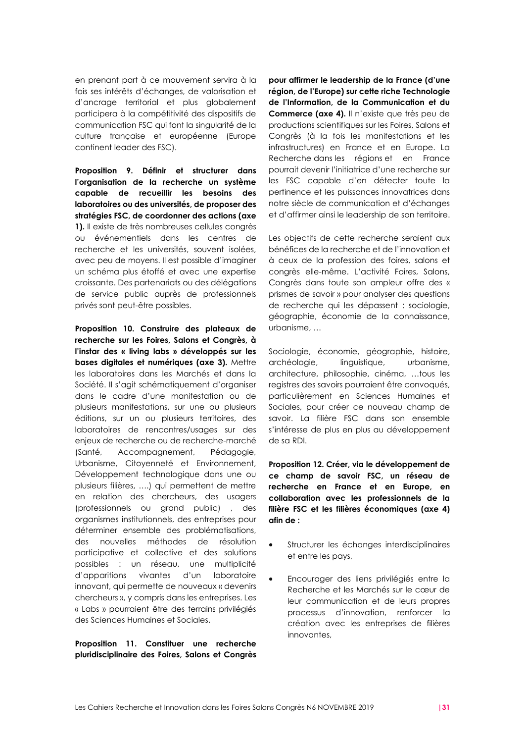en prenant part à ce mouvement servira à la fois ses intérêts d'échanges, de valorisation et d'ancrage territorial et plus globalement participera à la compétitivité des dispositifs de communication FSC qui font la singularité de la culture française et européenne (Europe continent leader des FSC).

**Proposition 9. Définir et structurer dans l'organisation de la recherche un système capable de recueillir les besoins des laboratoires ou des universités, de proposer des stratégies FSC, de coordonner des actions (axe 1).** Il existe de très nombreuses cellules congrès ou événementiels dans les centres de recherche et les universités, souvent isolées, avec peu de moyens. Il est possible d'imaginer un schéma plus étoffé et avec une expertise croissante. Des partenariats ou des délégations de service public auprès de professionnels privés sont peut-être possibles.

**Proposition 10. Construire des plateaux de recherche sur les Foires, Salons et Congrès, à l'instar des « living labs » développés sur les bases digitales et numériques (axe 3).** Mettre les laboratoires dans les Marchés et dans la Société. Il s'agit schématiquement d'organiser dans le cadre d'une manifestation ou de plusieurs manifestations, sur une ou plusieurs éditions, sur un ou plusieurs territoires, des laboratoires de rencontres/usages sur des enjeux de recherche ou de recherche-marché (Santé, Accompagnement, Pédagogie, Urbanisme, Citoyenneté et Environnement, Développement technologique dans une ou plusieurs filières, ….) qui permettent de mettre en relation des chercheurs, des usagers (professionnels ou grand public) , des organismes institutionnels, des entreprises pour déterminer ensemble des problématisations, des nouvelles méthodes de résolution participative et collective et des solutions possibles : un réseau, une multiplicité d'apparitions vivantes d'un laboratoire innovant, qui permette de nouveaux « devenirs chercheurs », y compris dans les entreprises. Les « Labs » pourraient être des terrains privilégiés des Sciences Humaines et Sociales.

**Proposition 11. Constituer une recherche pluridisciplinaire des Foires, Salons et Congrès pour affirmer le leadership de la France (d'une région, de l'Europe) sur cette riche Technologie de l'Information, de la Communication et du Commerce (axe 4).** Il n'existe que très peu de productions scientifiques sur les Foires, Salons et Congrès (à la fois les manifestations et les infrastructures) en France et en Europe. La Recherche dans les régions et en France pourrait devenir l'initiatrice d'une recherche sur les FSC capable d'en détecter toute la pertinence et les puissances innovatrices dans notre siècle de communication et d'échanges et d'affirmer ainsi le leadership de son territoire.

Les objectifs de cette recherche seraient aux bénéfices de la recherche et de l'innovation et à ceux de la profession des foires, salons et congrès elle-même. L'activité Foires, Salons, Congrès dans toute son ampleur offre des « prismes de savoir » pour analyser des questions de recherche qui les dépassent : sociologie, géographie, économie de la connaissance, urbanisme, …

Sociologie, économie, géographie, histoire, archéologie, linguistique, urbanisme, architecture, philosophie, cinéma, …tous les registres des savoirs pourraient être convoqués, particulièrement en Sciences Humaines et Sociales, pour créer ce nouveau champ de savoir. La filière FSC dans son ensemble s'intéresse de plus en plus au développement de sa RDI.

**Proposition 12. Créer, via le développement de ce champ de savoir FSC, un réseau de recherche en France et en Europe, en collaboration avec les professionnels de la filière FSC et les filières économiques (axe 4) afin de :**

- Structurer les échanges interdisciplinaires et entre les pays,
- Encourager des liens privilégiés entre la Recherche et les Marchés sur le cœur de leur communication et de leurs propres processus d'innovation, renforcer la création avec les entreprises de filières innovantes,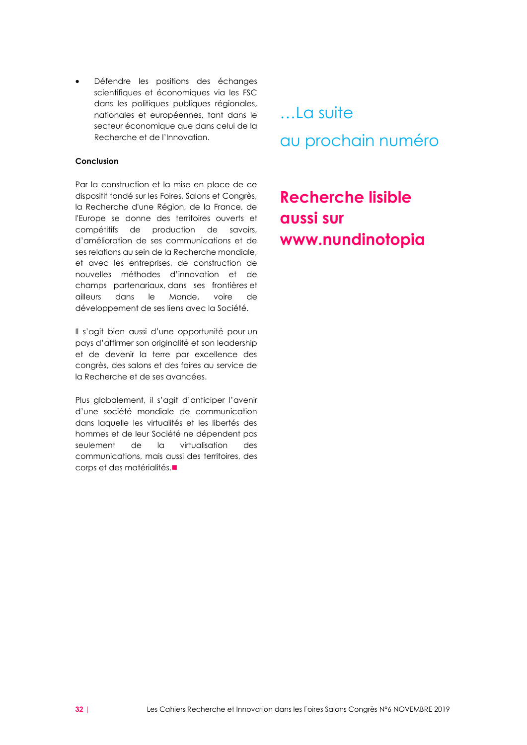- Défendre les positions des échanges scientifiques et économiques via les FSC dans les politiques publiques régionales, nationales et européennes, tant dans le secteur économique que dans celui de la Recherche et de l'Innovation.

**Conclusion**

Par la construction et la mise en place de ce dispositif fondé sur les Foires, Salons et Congrès, la Recherche d'une Région, de la France, de l'Europe se donne des territoires ouverts et compétitifs de production de savoirs, d'amélioration de ses communications et de ses relations au sein de la Recherche mondiale, et avec les entreprises, de construction de nouvelles méthodes d'innovation et de champs partenariaux, dans ses frontières et ailleurs dans le Monde, voire de développement de ses liens avec la Société.

Il s'agit bien aussi d'une opportunité pour un pays d'affirmer son originalité et son leadership et de devenir la terre par excellence des congrès, des salons et des foires au service de la Recherche et de ses avancées.

Plus globalement, il s'agit d'anticiper l'avenir d'une société mondiale de communication dans laquelle les virtualités et les libertés des hommes et de leur Société ne dépendent pas seulement de la virtualisation des communications, mais aussi des territoires, des corps et des matérialités.■

…La suite

au prochain numéro

**Recherche lisible aussi sur www.nundinotopia**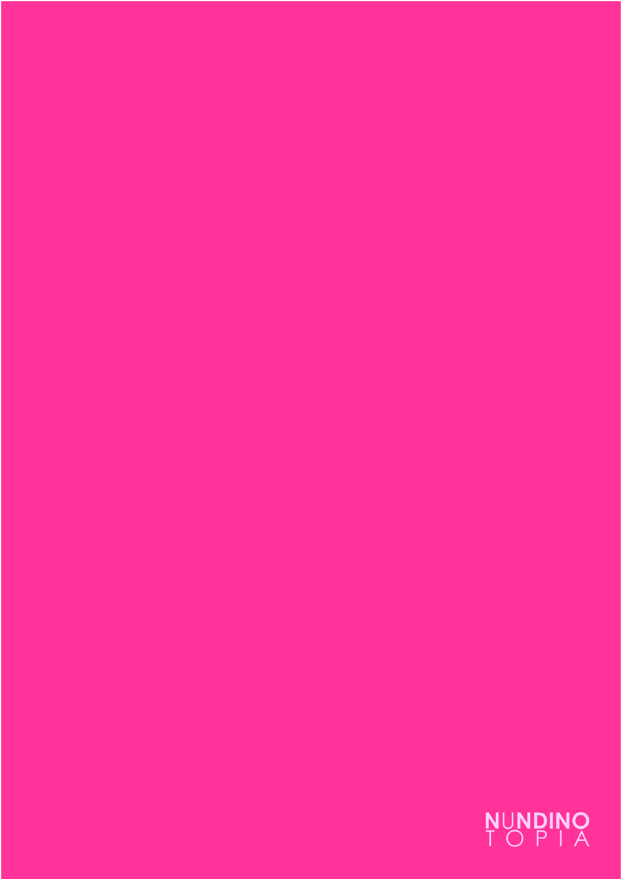NUNDINO
TOPIA